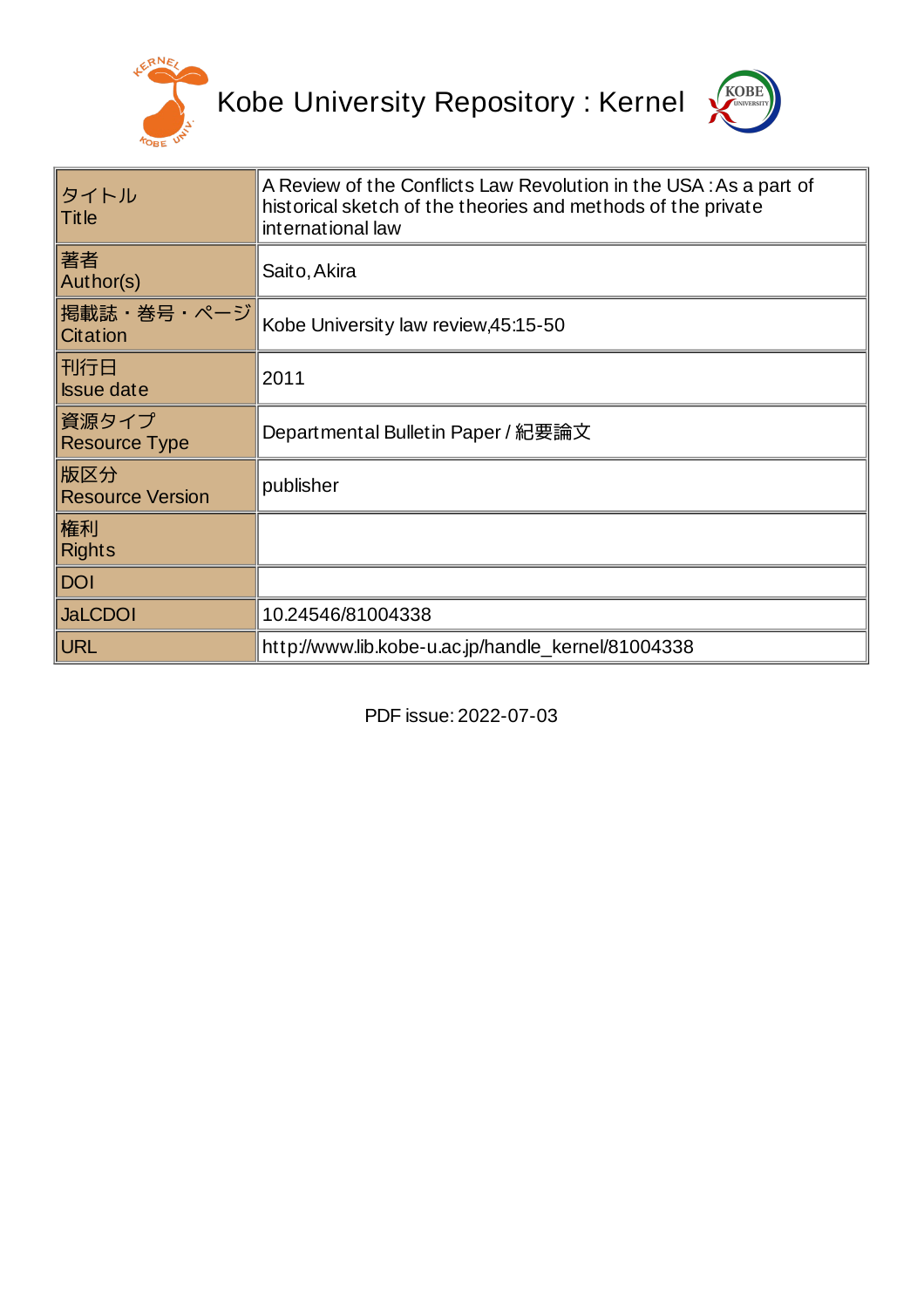# Kobe University Repository : Kernel

| | |
|---|---|
| タイトル<br>Title | A Review of the Conflicts Law Revolution in the USA : As a part of historical sketch of the theories and methods of the private international law |
| 著者<br>Author(s) | Saito, Akira |
| 掲載誌・巻号・ページ<br>Citation | Kobe University law review,45:15-50 |
| 刊行日<br>Issue date | 2011 |
| 資源タイプ<br>Resource Type | Departmental Bulletin Paper / 紀要論文 |
| 版区分<br>Resource Version | publisher |
| 権利<br>Rights | |
| DOI | |
| JaLCDOI | 10.24546/81004338 |
| URL | http://www.lib.kobe-u.ac.jp/handle_kernel/81004338 |

PDF issue: 2022-07-03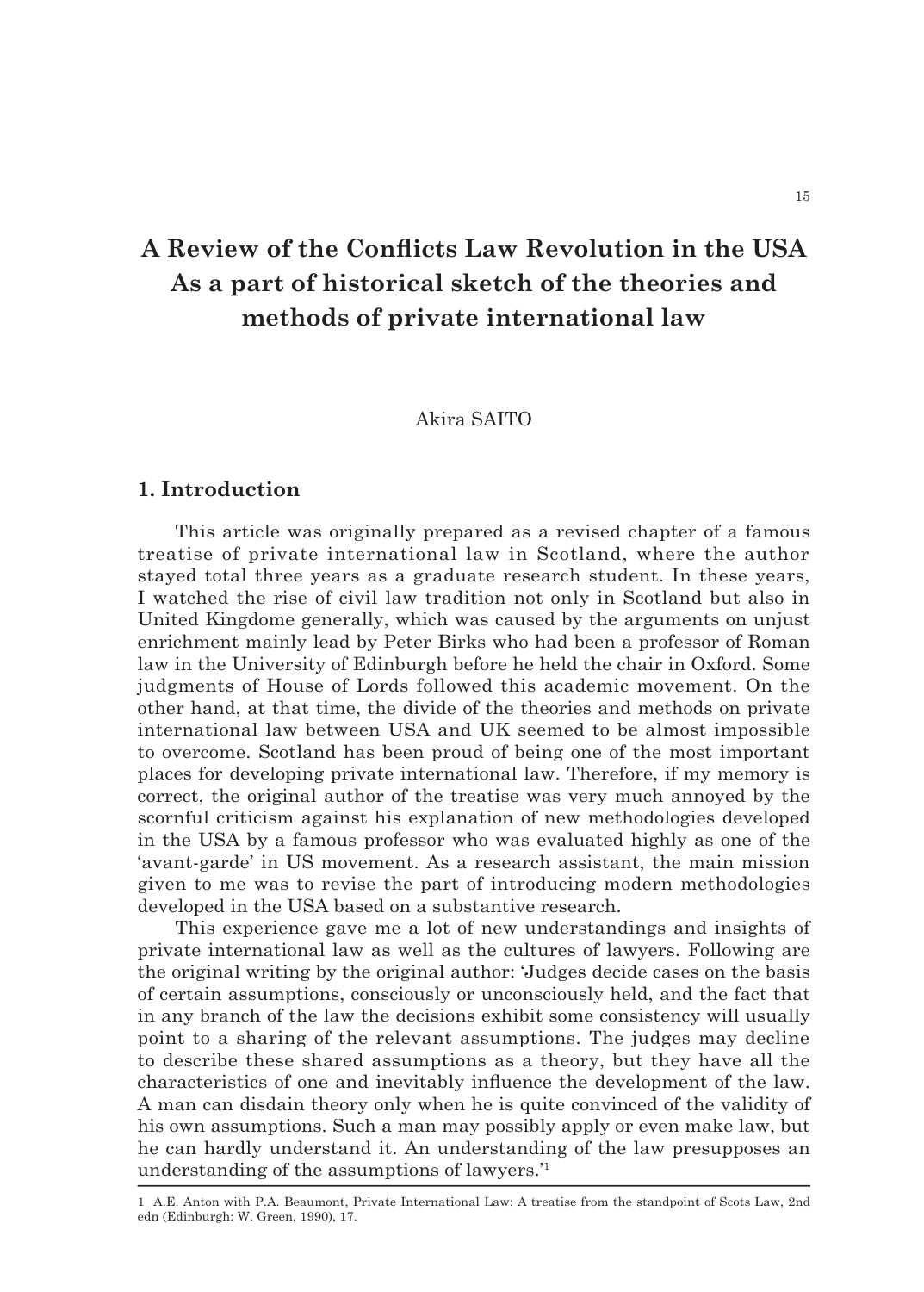# A Review of the Conflicts Law Revolution in the USA As a part of historical sketch of the theories and methods of private international law

Akira SAITO

## 1. Introduction

This article was originally prepared as a revised chapter of a famous treatise of private international law in Scotland, where the author stayed total three years as a graduate research student. In these years, I watched the rise of civil law tradition not only in Scotland but also in United Kingdome generally, which was caused by the arguments on unjust enrichment mainly lead by Peter Birks who had been a professor of Roman law in the University of Edinburgh before he held the chair in Oxford. Some judgments of House of Lords followed this academic movement. On the other hand, at that time, the divide of the theories and methods on private international law between USA and UK seemed to be almost impossible to overcome. Scotland has been proud of being one of the most important places for developing private international law. Therefore, if my memory is correct, the original author of the treatise was very much annoyed by the scornful criticism against his explanation of new methodologies developed in the USA by a famous professor who was evaluated highly as one of the 'avant-garde' in US movement. As a research assistant, the main mission given to me was to revise the part of introducing modern methodologies developed in the USA based on a substantive research.

This experience gave me a lot of new understandings and insights of private international law as well as the cultures of lawyers. Following are the original writing by the original author: 'Judges decide cases on the basis of certain assumptions, consciously or unconsciously held, and the fact that in any branch of the law the decisions exhibit some consistency will usually point to a sharing of the relevant assumptions. The judges may decline to describe these shared assumptions as a theory, but they have all the characteristics of one and inevitably influence the development of the law. A man can disdain theory only when he is quite convinced of the validity of his own assumptions. Such a man may possibly apply or even make law, but he can hardly understand it. An understanding of the law presupposes an understanding of the assumptions of lawyers.'[1]

---

1 A.E. Anton with P.A. Beaumont, Private International Law: A treatise from the standpoint of Scots Law, 2nd edn (Edinburgh: W. Green, 1990), 17.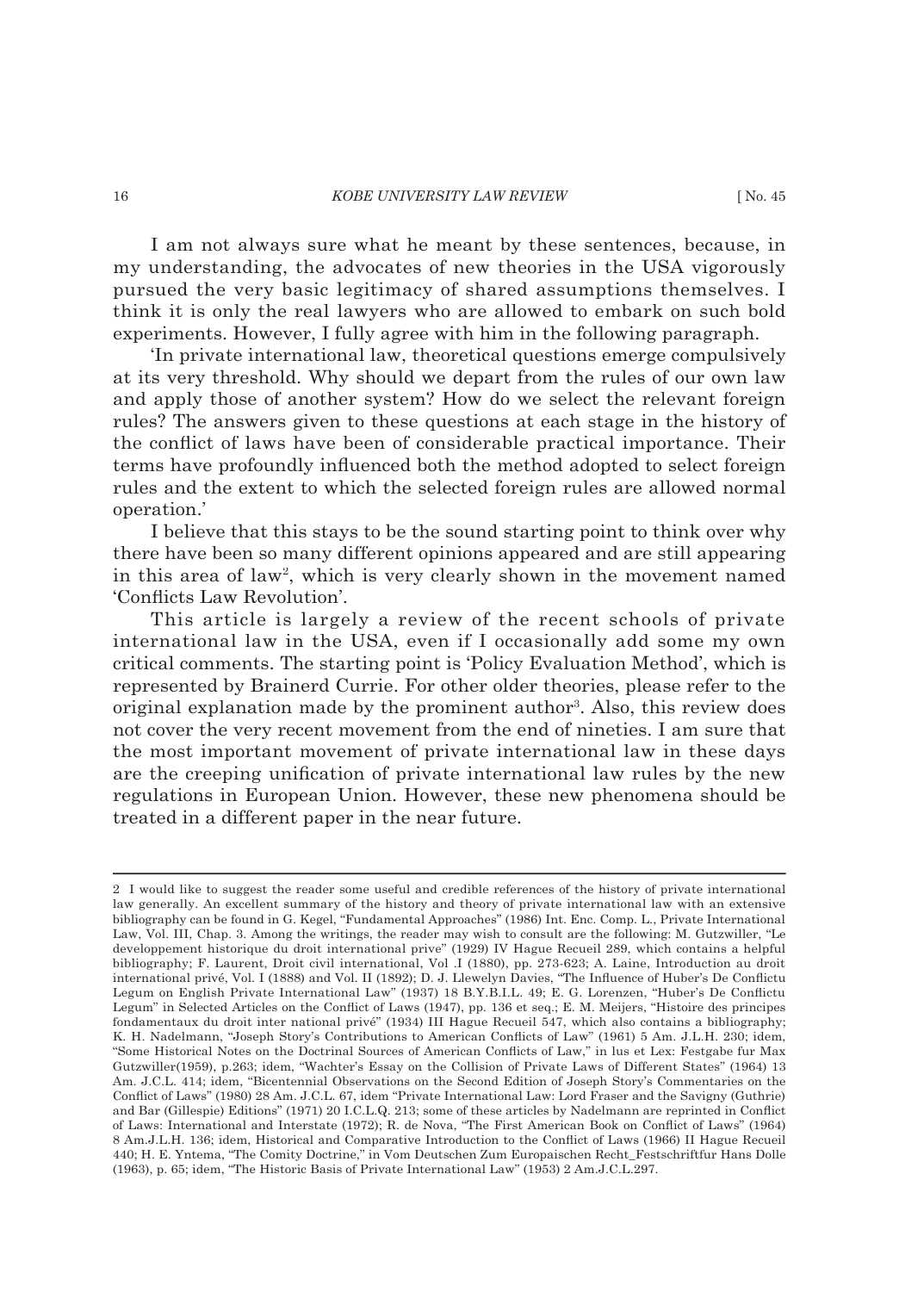I am not always sure what he meant by these sentences, because, in my understanding, the advocates of new theories in the USA vigorously pursued the very basic legitimacy of shared assumptions themselves. I think it is only the real lawyers who are allowed to embark on such bold experiments. However, I fully agree with him in the following paragraph.

'In private international law, theoretical questions emerge compulsively at its very threshold. Why should we depart from the rules of our own law and apply those of another system? How do we select the relevant foreign rules? The answers given to these questions at each stage in the history of the conflict of laws have been of considerable practical importance. Their terms have profoundly influenced both the method adopted to select foreign rules and the extent to which the selected foreign rules are allowed normal operation.'

I believe that this stays to be the sound starting point to think over why there have been so many different opinions appeared and are still appearing in this area of law[2], which is very clearly shown in the movement named 'Conflicts Law Revolution'.

This article is largely a review of the recent schools of private international law in the USA, even if I occasionally add some my own critical comments. The starting point is 'Policy Evaluation Method', which is represented by Brainerd Currie. For other older theories, please refer to the original explanation made by the prominent author[3]. Also, this review does not cover the very recent movement from the end of nineties. I am sure that the most important movement of private international law in these days are the creeping unification of private international law rules by the new regulations in European Union. However, these new phenomena should be treated in a different paper in the near future.

---

2 I would like to suggest the reader some useful and credible references of the history of private international law generally. An excellent summary of the history and theory of private international law with an extensive bibliography can be found in G. Kegel, "Fundamental Approaches" (1986) Int. Enc. Comp. L., Private International Law, Vol. III, Chap. 3. Among the writings, the reader may wish to consult are the following: M. Gutzwiller, "Le developpement historique du droit international prive" (1929) IV Hague Recueil 289, which contains a helpful bibliography; F. Laurent, Droit civil international, Vol .I (1880), pp. 273-623; A. Laine, Introduction au droit international privé, Vol. I (1888) and Vol. II (1892); D. J. Llewelyn Davies, "The Influence of Huber's De Conflictu Legum on English Private International Law" (1937) 18 B.Y.B.I.L. 49; E. G. Lorenzen, "Huber's De Conflictu Legum" in Selected Articles on the Conflict of Laws (1947), pp. 136 et seq.; E. M. Meijers, "Histoire des principes fondamentaux du droit inter national privé" (1934) III Hague Recueil 547, which also contains a bibliography; K. H. Nadelmann, "Joseph Story's Contributions to American Conflicts of Law" (1961) 5 Am. J.L.H. 230; idem, "Some Historical Notes on the Doctrinal Sources of American Conflicts of Law," in lus et Lex: Festgabe fur Max Gutzwiller(1959), p.263; idem, "Wachter's Essay on the Collision of Private Laws of Different States" (1964) 13 Am. J.C.L. 414; idem, "Bicentennial Observations on the Second Edition of Joseph Story's Commentaries on the Conflict of Laws" (1980) 28 Am. J.C.L. 67, idem "Private International Law: Lord Fraser and the Savigny (Guthrie) and Bar (Gillespie) Editions" (1971) 20 I.C.L.Q. 213; some of these articles by Nadelmann are reprinted in Conflict of Laws: International and Interstate (1972); R. de Nova, "The First American Book on Conflict of Laws" (1964) 8 Am.J.L.H. 136; idem, Historical and Comparative Introduction to the Conflict of Laws (1966) II Hague Recueil 440; H. E. Yntema, "The Comity Doctrine," in Vom Deutschen Zum Europaischen Recht_Festschriftfur Hans Dolle (1963), p. 65; idem, "The Historic Basis of Private International Law" (1953) 2 Am.J.C.L.297.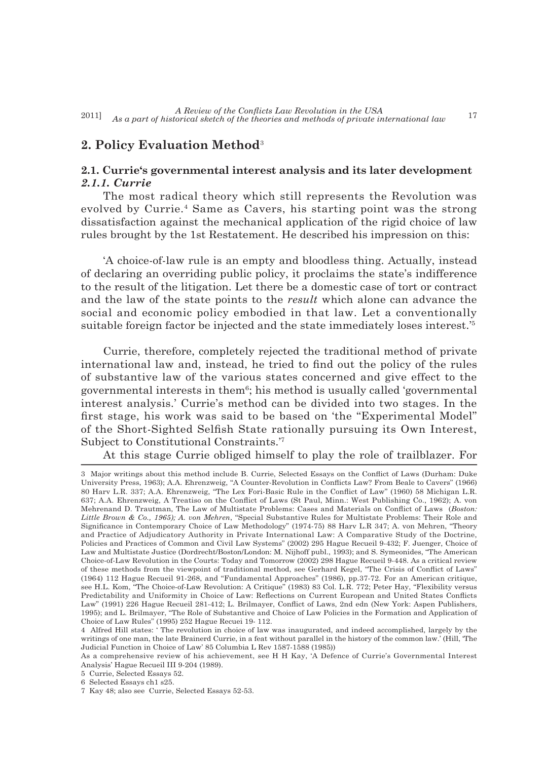## 2. Policy Evaluation Method[3]

### 2.1. Currie's governmental interest analysis and its later development

#### *2.1.1. Currie*

The most radical theory which still represents the Revolution was evolved by Currie.[4] Same as Cavers, his starting point was the strong dissatisfaction against the mechanical application of the rigid choice of law rules brought by the 1st Restatement. He described his impression on this:

> 'A choice-of-law rule is an empty and bloodless thing. Actually, instead of declaring an overriding public policy, it proclaims the state's indifference to the result of the litigation. Let there be a domestic case of tort or contract and the law of the state points to the *result* which alone can advance the social and economic policy embodied in that law. Let a conventionally suitable foreign factor be injected and the state immediately loses interest.'[5]

Currie, therefore, completely rejected the traditional method of private international law and, instead, he tried to find out the policy of the rules of substantive law of the various states concerned and give effect to the governmental interests in them[6]; his method is usually called 'governmental interest analysis.' Currie's method can be divided into two stages. In the first stage, his work was said to be based on 'the "Experimental Model" of the Short-Sighted Selfish State rationally pursuing its Own Interest, Subject to Constitutional Constraints.'[7]

At this stage Currie obliged himself to play the role of trailblazer. For

---

3 Major writings about this method include B. Currie, Selected Essays on the Conflict of Laws (Durham: Duke University Press, 1963); A.A. Ehrenzweig, "A Counter-Revolution in Conflicts Law? From Beale to Cavers" (1966) 80 Harv L.R. 337; A.A. Ehrenzweig, "The Lex Fori-Basic Rule in the Conflict of Law" (1960) 58 Michigan L.R. 637; A.A. Ehrenzweig, A Treatiso on the Conflict of Laws (St Paul, Minn.: West Publishing Co., 1962); A. von Mehrenand D. Trautman, The Law of Multistate Problems: Cases and Materials on Conflict of Laws (*Boston: Little Brown & Co., 1965); A. von Mehren*, "Special Substantive Rules for Multistate Problems: Their Role and Significance in Contemporary Choice of Law Methodology" (1974-75) 88 Harv L.R 347; A. von Mehren, "Theory and Practice of Adjudicatory Authority in Private International Law: A Comparative Study of the Doctrine, Policies and Practices of Common and Civil Law Systems" (2002) 295 Hague Recueil 9-432; F. Juenger, Choice of Law and Multistate Justice (Dordrecht/Boston/London: M. Nijhoff publ., 1993); and S. Symeonides, "The American Choice-of-Law Revolution in the Courts: Today and Tomorrow (2002) 298 Hague Recueil 9-448. As a critical review of these methods from the viewpoint of traditional method, see Gerhard Kegel, "The Crisis of Conflict of Laws" (1964) 112 Hague Recueil 91-268, and "Fundamental Approaches" (1986), pp.37-72. For an American critique, see H.L. Kom, "The Choice-of-Law Revolution: A Critique" (1983) 83 Col. L.R. 772; Peter Hay, "Flexibility versus Predictability and Uniformity in Choice of Law: Reflections on Current European and United States Conflicts Law" (1991) 226 Hague Recueil 281-412; L. Brilmayer, Conflict of Laws, 2nd edn (New York: Aspen Publishers, 1995); and L. Brilmayer, "The Role of Substantive and Choice of Law Policies in the Formation and Application of Choice of Law Rules" (1995) 252 Hague Recuei 19- 112.

4 Alfred Hill states: ' The revolution in choice of law was inaugurated, and indeed accomplished, largely by the writings of one man, the late Brainerd Currie, in a feat without parallel in the history of the common law.' (Hill, 'The Judicial Function in Choice of Law' 85 Columbia L Rev 1587-1588 (1985))

As a comprehensive review of his achievement, see H H Kay, 'A Defence of Currie's Governmental Interest Analysis' Hague Recueil III 9-204 (1989).

5 Currie, Selected Essays 52.

6 Selected Essays ch1 s25.

7 Kay 48; also see Currie, Selected Essays 52-53.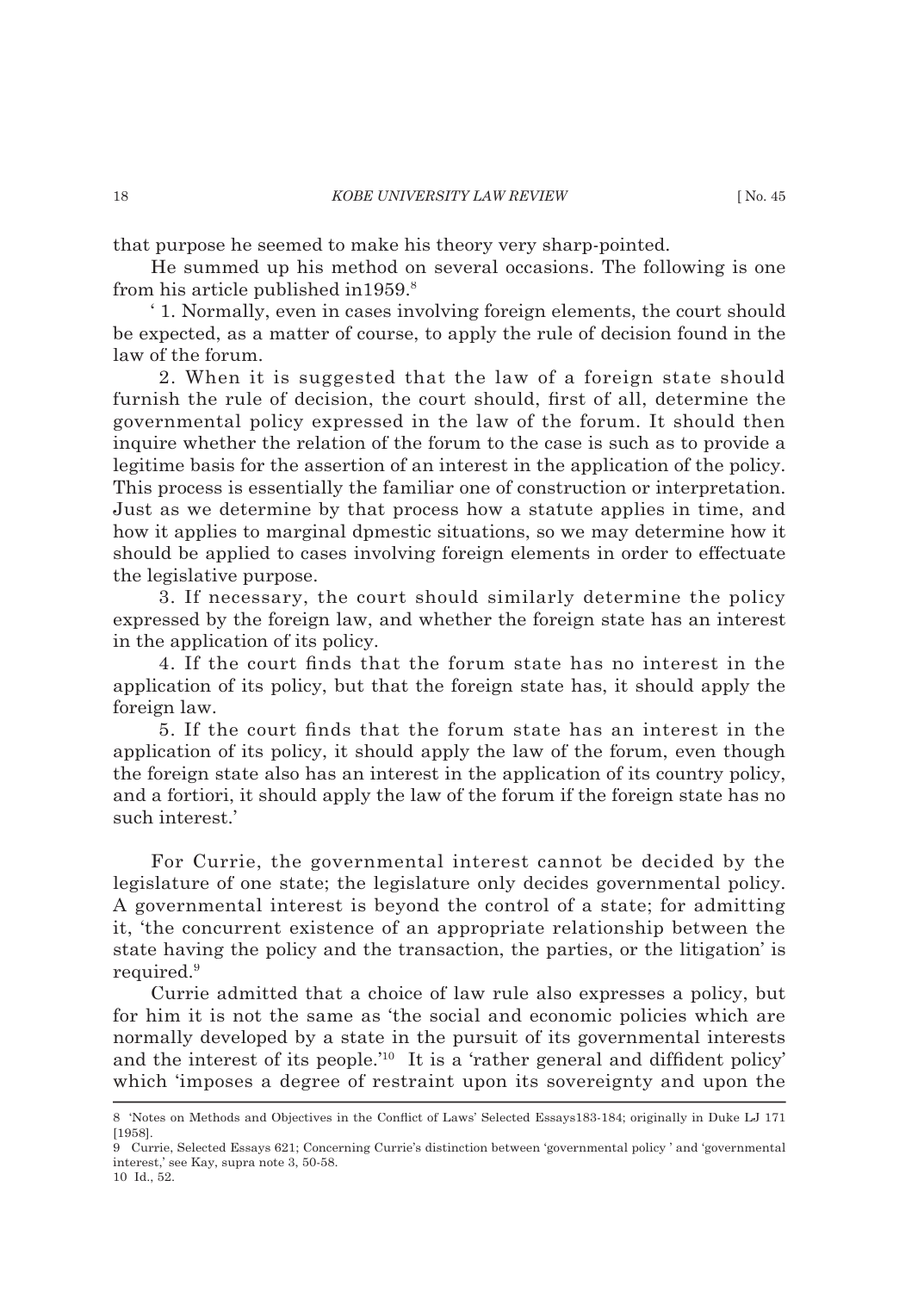that purpose he seemed to make his theory very sharp-pointed.

He summed up his method on several occasions. The following is one from his article published in1959.[8]

' 1. Normally, even in cases involving foreign elements, the court should be expected, as a matter of course, to apply the rule of decision found in the law of the forum.

2. When it is suggested that the law of a foreign state should furnish the rule of decision, the court should, first of all, determine the governmental policy expressed in the law of the forum. It should then inquire whether the relation of the forum to the case is such as to provide a legitime basis for the assertion of an interest in the application of the policy. This process is essentially the familiar one of construction or interpretation. Just as we determine by that process how a statute applies in time, and how it applies to marginal dpmestic situations, so we may determine how it should be applied to cases involving foreign elements in order to effectuate the legislative purpose.

3. If necessary, the court should similarly determine the policy expressed by the foreign law, and whether the foreign state has an interest in the application of its policy.

4. If the court finds that the forum state has no interest in the application of its policy, but that the foreign state has, it should apply the foreign law.

5. If the court finds that the forum state has an interest in the application of its policy, it should apply the law of the forum, even though the foreign state also has an interest in the application of its country policy, and a fortiori, it should apply the law of the forum if the foreign state has no such interest.'

For Currie, the governmental interest cannot be decided by the legislature of one state; the legislature only decides governmental policy. A governmental interest is beyond the control of a state; for admitting it, 'the concurrent existence of an appropriate relationship between the state having the policy and the transaction, the parties, or the litigation' is required.[9]

Currie admitted that a choice of law rule also expresses a policy, but for him it is not the same as 'the social and economic policies which are normally developed by a state in the pursuit of its governmental interests and the interest of its people.'[10] It is a 'rather general and diffident policy' which 'imposes a degree of restraint upon its sovereignty and upon the

---

8 'Notes on Methods and Objectives in the Conflict of Laws' Selected Essays183-184; originally in Duke LJ 171 [1958].

9 Currie, Selected Essays 621; Concerning Currie's distinction between 'governmental policy ' and 'governmental interest,' see Kay, supra note 3, 50-58.

10 Id., 52.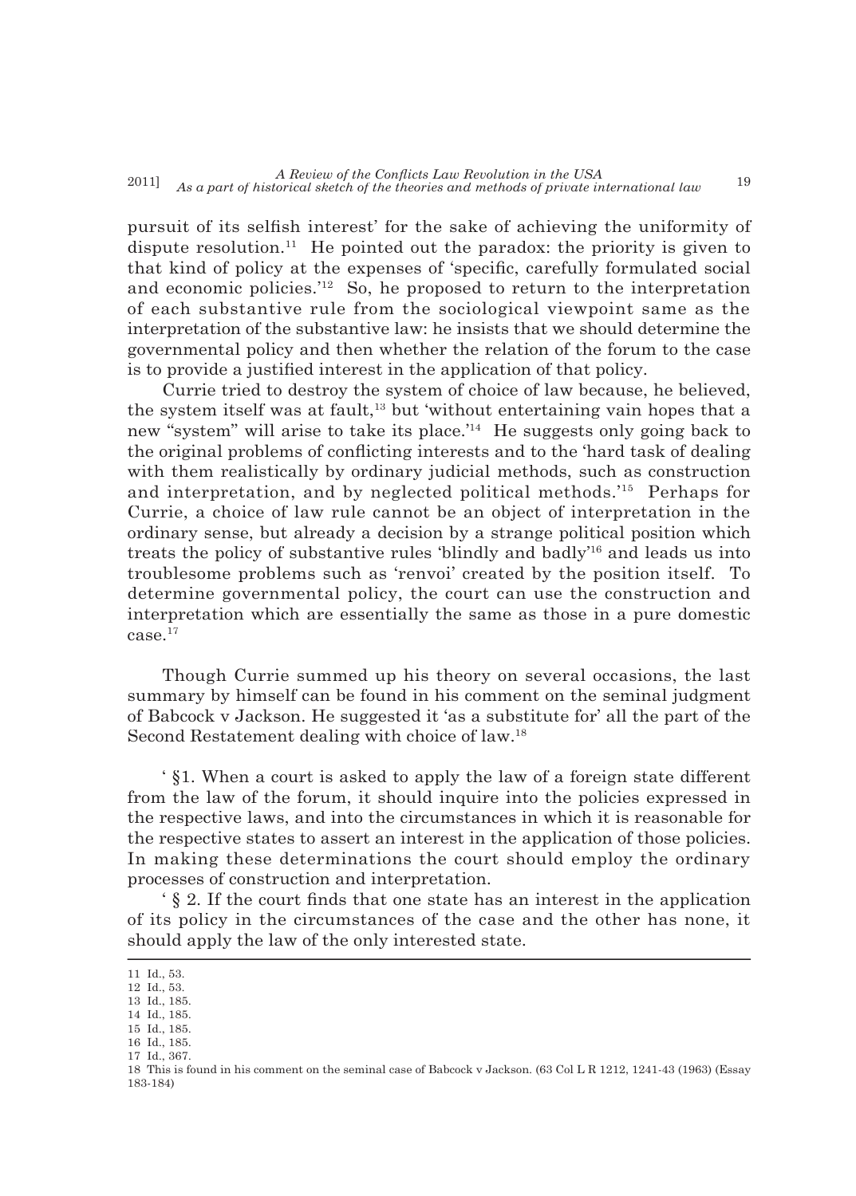pursuit of its selfish interest' for the sake of achieving the uniformity of dispute resolution.[11] He pointed out the paradox: the priority is given to that kind of policy at the expenses of 'specific, carefully formulated social and economic policies.'[12] So, he proposed to return to the interpretation of each substantive rule from the sociological viewpoint same as the interpretation of the substantive law: he insists that we should determine the governmental policy and then whether the relation of the forum to the case is to provide a justified interest in the application of that policy.

Currie tried to destroy the system of choice of law because, he believed, the system itself was at fault,[13] but 'without entertaining vain hopes that a new "system" will arise to take its place.'[14] He suggests only going back to the original problems of conflicting interests and to the 'hard task of dealing with them realistically by ordinary judicial methods, such as construction and interpretation, and by neglected political methods.'[15] Perhaps for Currie, a choice of law rule cannot be an object of interpretation in the ordinary sense, but already a decision by a strange political position which treats the policy of substantive rules 'blindly and badly'[16] and leads us into troublesome problems such as 'renvoi' created by the position itself. To determine governmental policy, the court can use the construction and interpretation which are essentially the same as those in a pure domestic case.[17]

Though Currie summed up his theory on several occasions, the last summary by himself can be found in his comment on the seminal judgment of Babcock v Jackson. He suggested it 'as a substitute for' all the part of the Second Restatement dealing with choice of law.[18]

' §1. When a court is asked to apply the law of a foreign state different from the law of the forum, it should inquire into the policies expressed in the respective laws, and into the circumstances in which it is reasonable for the respective states to assert an interest in the application of those policies. In making these determinations the court should employ the ordinary processes of construction and interpretation.

' § 2. If the court finds that one state has an interest in the application of its policy in the circumstances of the case and the other has none, it should apply the law of the only interested state.

---

11 Id., 53.
12 Id., 53.
13 Id., 185.
14 Id., 185.
15 Id., 185.
16 Id., 185.
17 Id., 367.
18 This is found in his comment on the seminal case of Babcock v Jackson. (63 Col L R 1212, 1241-43 (1963) (Essay 183-184)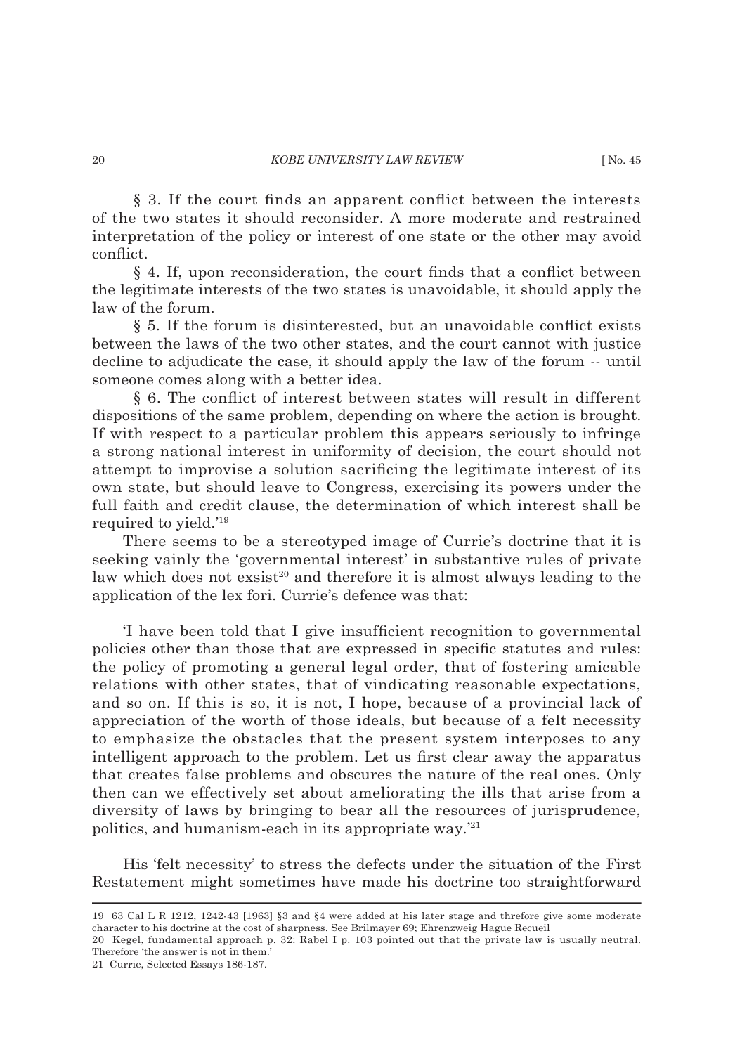§ 3. If the court finds an apparent conflict between the interests of the two states it should reconsider. A more moderate and restrained interpretation of the policy or interest of one state or the other may avoid conflict.

§ 4. If, upon reconsideration, the court finds that a conflict between the legitimate interests of the two states is unavoidable, it should apply the law of the forum.

§ 5. If the forum is disinterested, but an unavoidable conflict exists between the laws of the two other states, and the court cannot with justice decline to adjudicate the case, it should apply the law of the forum -- until someone comes along with a better idea.

§ 6. The conflict of interest between states will result in different dispositions of the same problem, depending on where the action is brought. If with respect to a particular problem this appears seriously to infringe a strong national interest in uniformity of decision, the court should not attempt to improvise a solution sacrificing the legitimate interest of its own state, but should leave to Congress, exercising its powers under the full faith and credit clause, the determination of which interest shall be required to yield.'[19]

There seems to be a stereotyped image of Currie's doctrine that it is seeking vainly the 'governmental interest' in substantive rules of private law which does not exsist[20] and therefore it is almost always leading to the application of the lex fori. Currie's defence was that:

> 'I have been told that I give insufficient recognition to governmental policies other than those that are expressed in specific statutes and rules: the policy of promoting a general legal order, that of fostering amicable relations with other states, that of vindicating reasonable expectations, and so on. If this is so, it is not, I hope, because of a provincial lack of appreciation of the worth of those ideals, but because of a felt necessity to emphasize the obstacles that the present system interposes to any intelligent approach to the problem. Let us first clear away the apparatus that creates false problems and obscures the nature of the real ones. Only then can we effectively set about ameliorating the ills that arise from a diversity of laws by bringing to bear all the resources of jurisprudence, politics, and humanism-each in its appropriate way.'[21]

His 'felt necessity' to stress the defects under the situation of the First Restatement might sometimes have made his doctrine too straightforward

---

19 63 Cal L R 1212, 1242-43 [1963] §3 and §4 were added at his later stage and threfore give some moderate character to his doctrine at the cost of sharpness. See Brilmayer 69; Ehrenzweig Hague Recueil

20 Kegel, fundamental approach p. 32: Rabel I p. 103 pointed out that the private law is usually neutral. Therefore 'the answer is not in them.'

21 Currie, Selected Essays 186-187.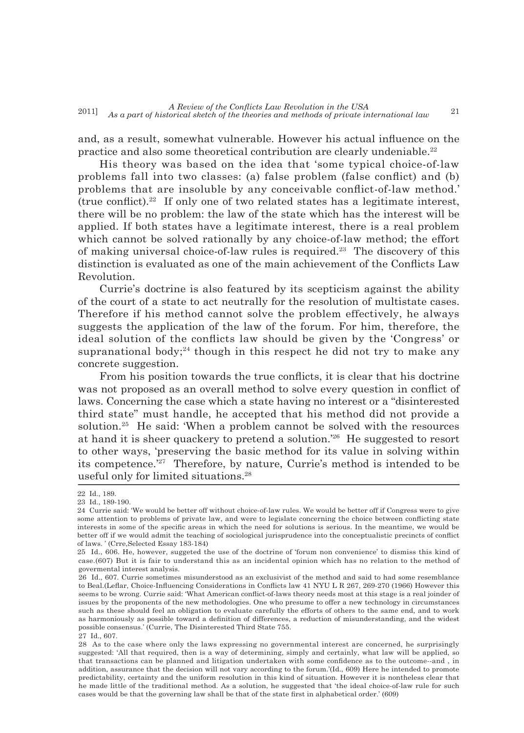and, as a result, somewhat vulnerable. However his actual influence on the practice and also some theoretical contribution are clearly undeniable.[22]

His theory was based on the idea that 'some typical choice-of-law problems fall into two classes: (a) false problem (false conflict) and (b) problems that are insoluble by any conceivable conflict-of-law method.' (true conflict).[22] If only one of two related states has a legitimate interest, there will be no problem: the law of the state which has the interest will be applied. If both states have a legitimate interest, there is a real problem which cannot be solved rationally by any choice-of-law method; the effort of making universal choice-of-law rules is required.[23] The discovery of this distinction is evaluated as one of the main achievement of the Conflicts Law Revolution.

Currie's doctrine is also featured by its scepticism against the ability of the court of a state to act neutrally for the resolution of multistate cases. Therefore if his method cannot solve the problem effectively, he always suggests the application of the law of the forum. For him, therefore, the ideal solution of the conflicts law should be given by the 'Congress' or supranational body;[24] though in this respect he did not try to make any concrete suggestion.

From his position towards the true conflicts, it is clear that his doctrine was not proposed as an overall method to solve every question in conflict of laws. Concerning the case which a state having no interest or a "disinterested third state" must handle, he accepted that his method did not provide a solution.[25] He said: 'When a problem cannot be solved with the resources at hand it is sheer quackery to pretend a solution.'[26] He suggested to resort to other ways, 'preserving the basic method for its value in solving within its competence.'[27] Therefore, by nature, Currie's method is intended to be useful only for limited situations.[28]

---

22 Id., 189.

23 Id., 189-190.

24 Currie said: 'We would be better off without choice-of-law rules. We would be better off if Congress were to give some attention to problems of private law, and were to legislate concerning the choice between conflicting state interests in some of the specific areas in which the need for solutions is serious. In the meantime, we would be better off if we would admit the teaching of sociological jurisprudence into the conceptualistic precincts of conflict of laws. ' (Crre,Selected Essay 183-184)

25 Id., 606. He, however, suggeted the use of the doctrine of 'forum non convenience' to dismiss this kind of case.(607) But it is fair to understand this as an incidental opinion which has no relation to the method of govermental interest analysis.

26 Id., 607. Currie sometimes misunderstood as an exclusivist of the method and said to had some resemblance to Beal.(Leflar, Choice-Influencing Considerations in Conflicts law 41 NYU L R 267, 269-270 (1966) However this seems to be wrong. Currie said: 'What American conflict-of-laws theory needs most at this stage is a real joinder of issues by the proponents of the new methodologies. One who presume to offer a new technology in circumstances such as these should feel an obligation to evaluate carefully the efforts of others to the same end, and to work as harmoniously as possible toward a definition of differences, a reduction of misunderstanding, and the widest possible consensus.' (Currie, The Disinterested Third State 755.

27 Id., 607.

28 As to the case where only the laws expressing no governmental interest are concerned, he surprisingly suggested: 'All that required, then is a way of determining, simply and certainly, what law will be applied, so that transactions can be planned and litigation undertaken with some confidence as to the outcome--and , in addition, assurance that the decision will not vary according to the forum.'(Id., 609) Here he intended to promote predictability, certainty and the uniform resolution in this kind of situation. However it is nontheless clear that he made little of the traditional method. As a solution, he suggested that 'the ideal choice-of-law rule for such cases would be that the governing law shall be that of the state first in alphabetical order.' (609)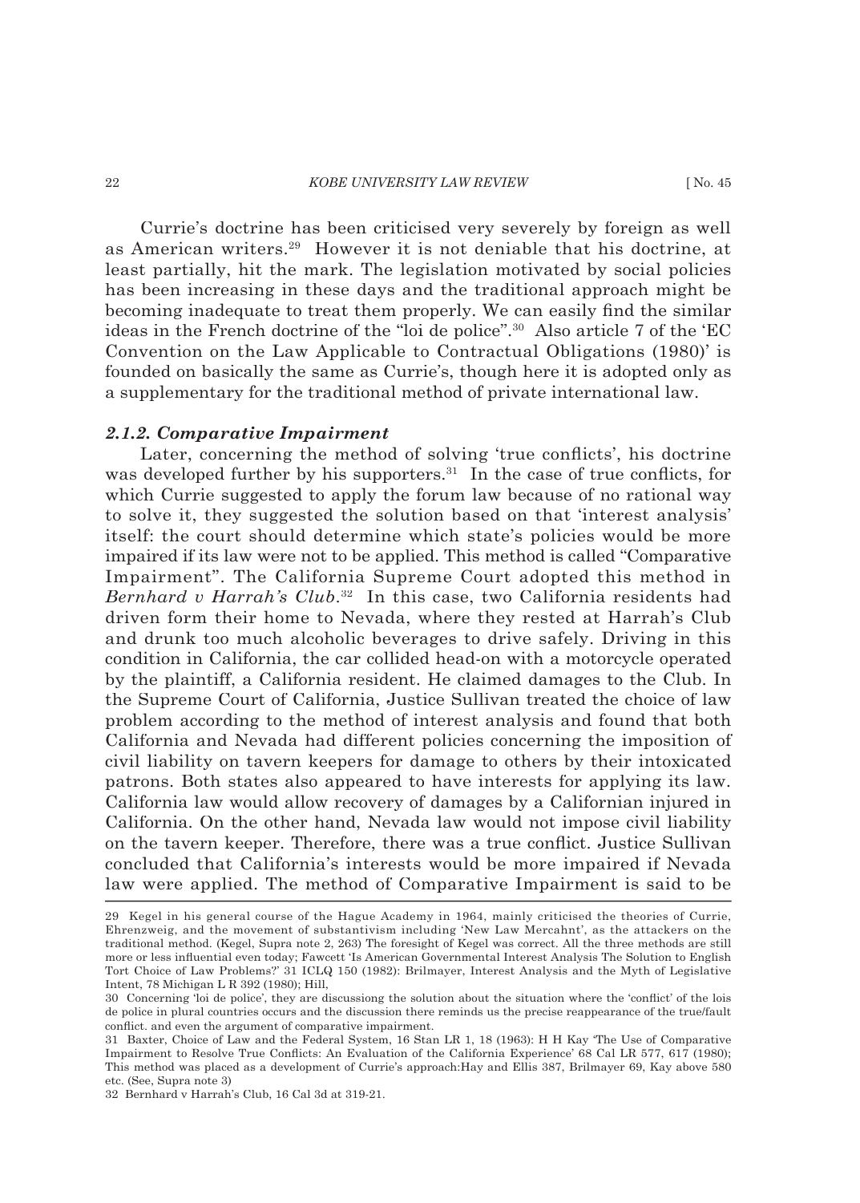Currie's doctrine has been criticised very severely by foreign as well as American writers.[29] However it is not deniable that his doctrine, at least partially, hit the mark. The legislation motivated by social policies has been increasing in these days and the traditional approach might be becoming inadequate to treat them properly. We can easily find the similar ideas in the French doctrine of the "loi de police".[30] Also article 7 of the 'EC Convention on the Law Applicable to Contractual Obligations (1980)' is founded on basically the same as Currie's, though here it is adopted only as a supplementary for the traditional method of private international law.

### *2.1.2. Comparative Impairment*

Later, concerning the method of solving 'true conflicts', his doctrine was developed further by his supporters.[31] In the case of true conflicts, for which Currie suggested to apply the forum law because of no rational way to solve it, they suggested the solution based on that 'interest analysis' itself: the court should determine which state's policies would be more impaired if its law were not to be applied. This method is called "Comparative Impairment". The California Supreme Court adopted this method in *Bernhard v Harrah's Club*.[32] In this case, two California residents had driven form their home to Nevada, where they rested at Harrah's Club and drunk too much alcoholic beverages to drive safely. Driving in this condition in California, the car collided head-on with a motorcycle operated by the plaintiff, a California resident. He claimed damages to the Club. In the Supreme Court of California, Justice Sullivan treated the choice of law problem according to the method of interest analysis and found that both California and Nevada had different policies concerning the imposition of civil liability on tavern keepers for damage to others by their intoxicated patrons. Both states also appeared to have interests for applying its law. California law would allow recovery of damages by a Californian injured in California. On the other hand, Nevada law would not impose civil liability on the tavern keeper. Therefore, there was a true conflict. Justice Sullivan concluded that California's interests would be more impaired if Nevada law were applied. The method of Comparative Impairment is said to be

---

29 Kegel in his general course of the Hague Academy in 1964, mainly criticised the theories of Currie, Ehrenzweig, and the movement of substantivism including 'New Law Mercahnt', as the attackers on the traditional method. (Kegel, Supra note 2, 263) The foresight of Kegel was correct. All the three methods are still more or less influential even today; Fawcett 'Is American Governmental Interest Analysis The Solution to English Tort Choice of Law Problems?' 31 ICLQ 150 (1982): Brilmayer, Interest Analysis and the Myth of Legislative Intent, 78 Michigan L R 392 (1980); Hill,

30 Concerning 'loi de police', they are discussiong the solution about the situation where the 'conflict' of the lois de police in plural countries occurs and the discussion there reminds us the precise reappearance of the true/fault conflict. and even the argument of comparative impairment.

31 Baxter, Choice of Law and the Federal System, 16 Stan LR 1, 18 (1963): H H Kay 'The Use of Comparative Impairment to Resolve True Conflicts: An Evaluation of the California Experience' 68 Cal LR 577, 617 (1980); This method was placed as a development of Currie's approach:Hay and Ellis 387, Brilmayer 69, Kay above 580 etc. (See, Supra note 3)

32 Bernhard v Harrah's Club, 16 Cal 3d at 319-21.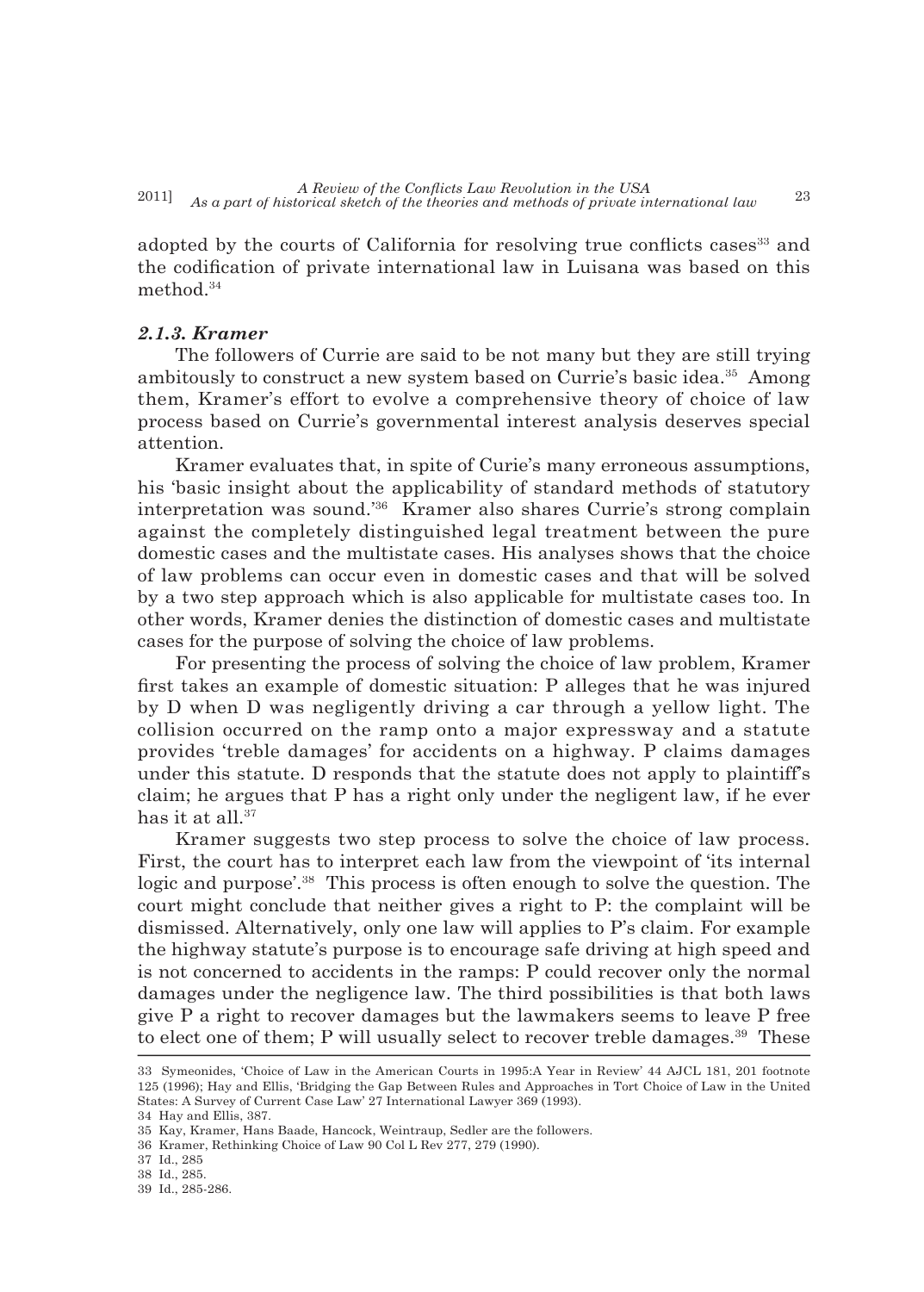adopted by the courts of California for resolving true conflicts cases[33] and the codification of private international law in Luisana was based on this method.[34]

### *2.1.3. Kramer*

The followers of Currie are said to be not many but they are still trying ambitously to construct a new system based on Currie's basic idea.[35] Among them, Kramer's effort to evolve a comprehensive theory of choice of law process based on Currie's governmental interest analysis deserves special attention.

Kramer evaluates that, in spite of Curie's many erroneous assumptions, his 'basic insight about the applicability of standard methods of statutory interpretation was sound.'[36] Kramer also shares Currie's strong complain against the completely distinguished legal treatment between the pure domestic cases and the multistate cases. His analyses shows that the choice of law problems can occur even in domestic cases and that will be solved by a two step approach which is also applicable for multistate cases too. In other words, Kramer denies the distinction of domestic cases and multistate cases for the purpose of solving the choice of law problems.

For presenting the process of solving the choice of law problem, Kramer first takes an example of domestic situation: P alleges that he was injured by D when D was negligently driving a car through a yellow light. The collision occurred on the ramp onto a major expressway and a statute provides 'treble damages' for accidents on a highway. P claims damages under this statute. D responds that the statute does not apply to plaintiff's claim; he argues that P has a right only under the negligent law, if he ever has it at all.[37]

Kramer suggests two step process to solve the choice of law process. First, the court has to interpret each law from the viewpoint of 'its internal logic and purpose'.[38] This process is often enough to solve the question. The court might conclude that neither gives a right to P: the complaint will be dismissed. Alternatively, only one law will applies to P's claim. For example the highway statute's purpose is to encourage safe driving at high speed and is not concerned to accidents in the ramps: P could recover only the normal damages under the negligence law. The third possibilities is that both laws give P a right to recover damages but the lawmakers seems to leave P free to elect one of them; P will usually select to recover treble damages.[39] These

---

33 Symeonides, 'Choice of Law in the American Courts in 1995:A Year in Review' 44 AJCL 181, 201 footnote 125 (1996); Hay and Ellis, 'Bridging the Gap Between Rules and Approaches in Tort Choice of Law in the United States: A Survey of Current Case Law' 27 International Lawyer 369 (1993).

34 Hay and Ellis, 387.

35 Kay, Kramer, Hans Baade, Hancock, Weintraup, Sedler are the followers.

36 Kramer, Rethinking Choice of Law 90 Col L Rev 277, 279 (1990).

37 Id., 285

38 Id., 285.

39 Id., 285-286.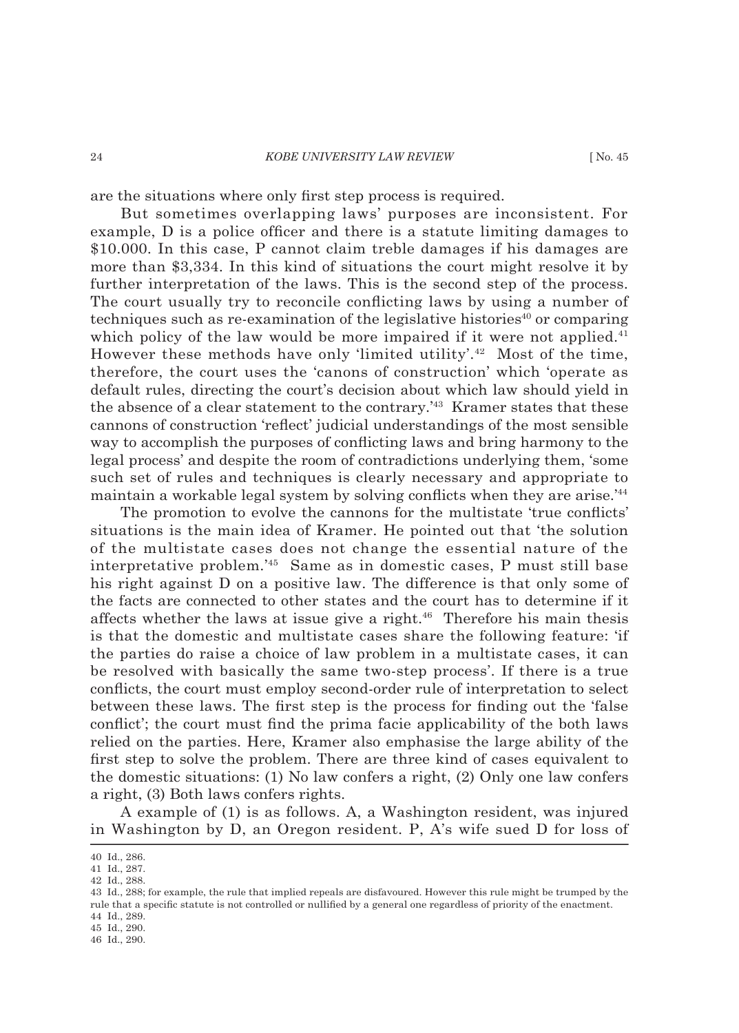are the situations where only first step process is required.

But sometimes overlapping laws' purposes are inconsistent. For example, D is a police officer and there is a statute limiting damages to \$10.000. In this case, P cannot claim treble damages if his damages are more than \$3,334. In this kind of situations the court might resolve it by further interpretation of the laws. This is the second step of the process. The court usually try to reconcile conflicting laws by using a number of techniques such as re-examination of the legislative histories[40] or comparing which policy of the law would be more impaired if it were not applied.[41] However these methods have only 'limited utility'.[42] Most of the time, therefore, the court uses the 'canons of construction' which 'operate as default rules, directing the court's decision about which law should yield in the absence of a clear statement to the contrary.'[43] Kramer states that these cannons of construction 'reflect' judicial understandings of the most sensible way to accomplish the purposes of conflicting laws and bring harmony to the legal process' and despite the room of contradictions underlying them, 'some such set of rules and techniques is clearly necessary and appropriate to maintain a workable legal system by solving conflicts when they are arise.'[44]

The promotion to evolve the cannons for the multistate 'true conflicts' situations is the main idea of Kramer. He pointed out that 'the solution of the multistate cases does not change the essential nature of the interpretative problem.'[45] Same as in domestic cases, P must still base his right against D on a positive law. The difference is that only some of the facts are connected to other states and the court has to determine if it affects whether the laws at issue give a right.[46] Therefore his main thesis is that the domestic and multistate cases share the following feature: 'if the parties do raise a choice of law problem in a multistate cases, it can be resolved with basically the same two-step process'. If there is a true conflicts, the court must employ second-order rule of interpretation to select between these laws. The first step is the process for finding out the 'false conflict'; the court must find the prima facie applicability of the both laws relied on the parties. Here, Kramer also emphasise the large ability of the first step to solve the problem. There are three kind of cases equivalent to the domestic situations: (1) No law confers a right, (2) Only one law confers a right, (3) Both laws confers rights.

A example of (1) is as follows. A, a Washington resident, was injured in Washington by D, an Oregon resident. P, A's wife sued D for loss of

---

40 Id., 286.

41 Id., 287.

42 Id., 288.

43 Id., 288; for example, the rule that implied repeals are disfavoured. However this rule might be trumped by the rule that a specific statute is not controlled or nullified by a general one regardless of priority of the enactment.

44 Id., 289.

45 Id., 290.

46 Id., 290.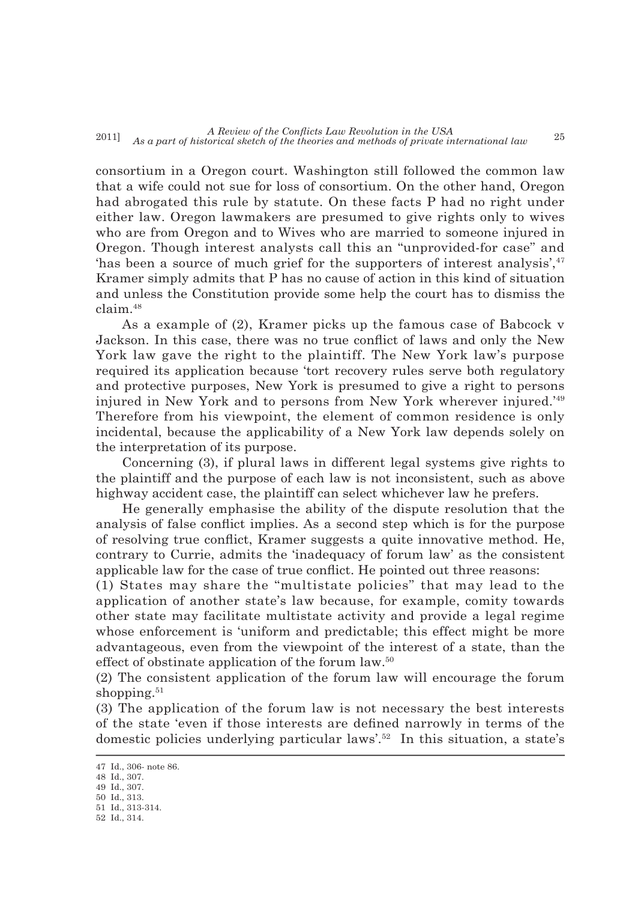consortium in a Oregon court. Washington still followed the common law that a wife could not sue for loss of consortium. On the other hand, Oregon had abrogated this rule by statute. On these facts P had no right under either law. Oregon lawmakers are presumed to give rights only to wives who are from Oregon and to Wives who are married to someone injured in Oregon. Though interest analysts call this an "unprovided-for case" and 'has been a source of much grief for the supporters of interest analysis',[47] Kramer simply admits that P has no cause of action in this kind of situation and unless the Constitution provide some help the court has to dismiss the claim.[48]

As a example of (2), Kramer picks up the famous case of Babcock v Jackson. In this case, there was no true conflict of laws and only the New York law gave the right to the plaintiff. The New York law's purpose required its application because 'tort recovery rules serve both regulatory and protective purposes, New York is presumed to give a right to persons injured in New York and to persons from New York wherever injured.'[49] Therefore from his viewpoint, the element of common residence is only incidental, because the applicability of a New York law depends solely on the interpretation of its purpose.

Concerning (3), if plural laws in different legal systems give rights to the plaintiff and the purpose of each law is not inconsistent, such as above highway accident case, the plaintiff can select whichever law he prefers.

He generally emphasise the ability of the dispute resolution that the analysis of false conflict implies. As a second step which is for the purpose of resolving true conflict, Kramer suggests a quite innovative method. He, contrary to Currie, admits the 'inadequacy of forum law' as the consistent applicable law for the case of true conflict. He pointed out three reasons:

(1) States may share the "multistate policies" that may lead to the application of another state's law because, for example, comity towards other state may facilitate multistate activity and provide a legal regime whose enforcement is 'uniform and predictable; this effect might be more advantageous, even from the viewpoint of the interest of a state, than the effect of obstinate application of the forum law.[50]

(2) The consistent application of the forum law will encourage the forum shopping.[51]

(3) The application of the forum law is not necessary the best interests of the state 'even if those interests are defined narrowly in terms of the domestic policies underlying particular laws'.[52] In this situation, a state's

---

47 Id., 306- note 86.

48 Id., 307.

49 Id., 307.

50 Id., 313.

51 Id., 313-314.

52 Id., 314.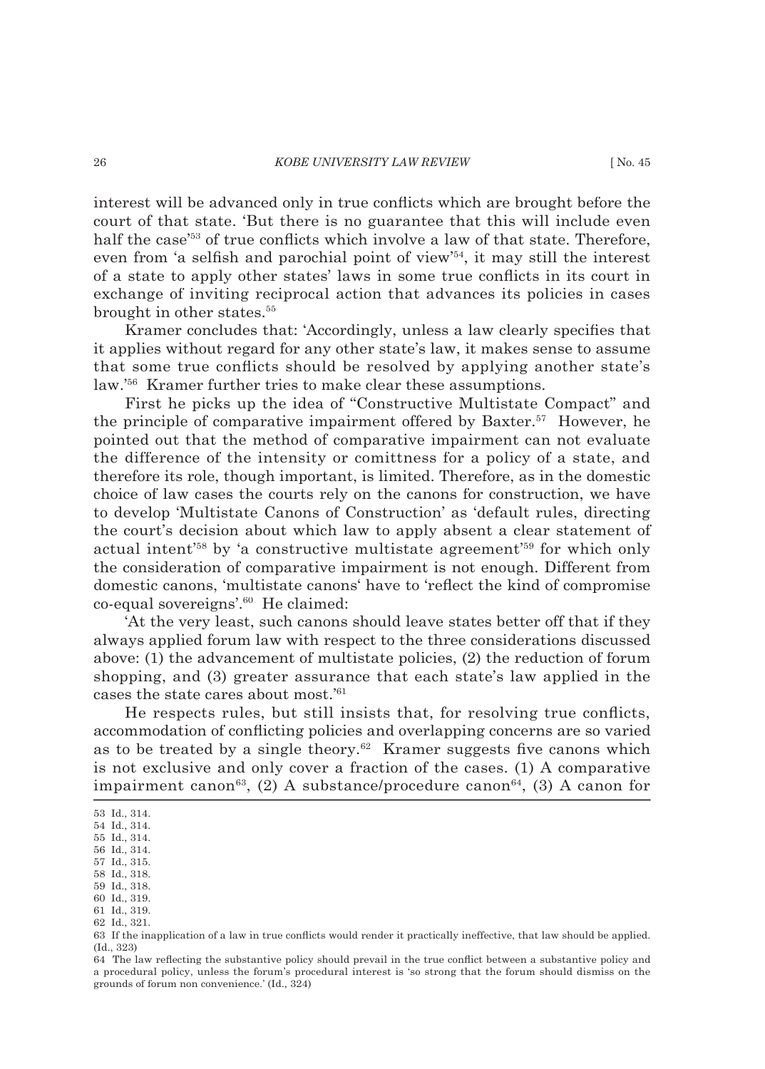interest will be advanced only in true conflicts which are brought before the court of that state. 'But there is no guarantee that this will include even half the case'[53] of true conflicts which involve a law of that state. Therefore, even from 'a selfish and parochial point of view'[54], it may still the interest of a state to apply other states' laws in some true conflicts in its court in exchange of inviting reciprocal action that advances its policies in cases brought in other states.[55]

Kramer concludes that: 'Accordingly, unless a law clearly specifies that it applies without regard for any other state's law, it makes sense to assume that some true conflicts should be resolved by applying another state's law.'[56] Kramer further tries to make clear these assumptions.

First he picks up the idea of "Constructive Multistate Compact" and the principle of comparative impairment offered by Baxter.[57] However, he pointed out that the method of comparative impairment can not evaluate the difference of the intensity or comittness for a policy of a state, and therefore its role, though important, is limited. Therefore, as in the domestic choice of law cases the courts rely on the canons for construction, we have to develop 'Multistate Canons of Construction' as 'default rules, directing the court's decision about which law to apply absent a clear statement of actual intent'[58] by 'a constructive multistate agreement'[59] for which only the consideration of comparative impairment is not enough. Different from domestic canons, 'multistate canons' have to 'reflect the kind of compromise co-equal sovereigns'.[60] He claimed:

'At the very least, such canons should leave states better off that if they always applied forum law with respect to the three considerations discussed above: (1) the advancement of multistate policies, (2) the reduction of forum shopping, and (3) greater assurance that each state's law applied in the cases the state cares about most.'[61]

He respects rules, but still insists that, for resolving true conflicts, accommodation of conflicting policies and overlapping concerns are so varied as to be treated by a single theory.[62] Kramer suggests five canons which is not exclusive and only cover a fraction of the cases. (1) A comparative impairment canon[63], (2) A substance/procedure canon[64], (3) A canon for

---

53 Id., 314.

54 Id., 314.

55 Id., 314.

56 Id., 314.

57 Id., 315.

58 Id., 318.

59 Id., 318.

60 Id., 319.

61 Id., 319.

62 Id., 321.

63 If the inapplication of a law in true conflicts would render it practically ineffective, that law should be applied. (Id., 323)

64 The law reflecting the substantive policy should prevail in the true conflict between a substantive policy and a procedural policy, unless the forum's procedural interest is 'so strong that the forum should dismiss on the grounds of forum non convenience.' (Id., 324)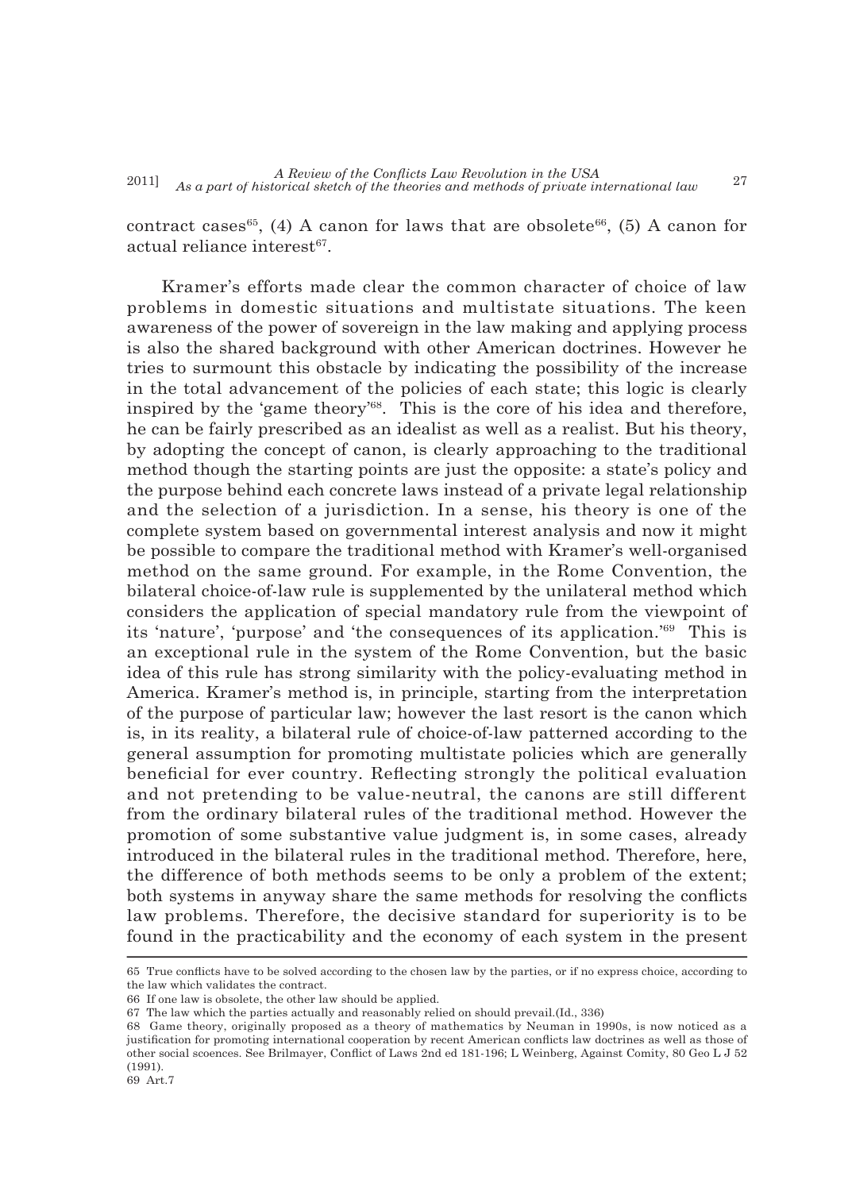contract cases[65], (4) A canon for laws that are obsolete[66], (5) A canon for actual reliance interest[67].

Kramer's efforts made clear the common character of choice of law problems in domestic situations and multistate situations. The keen awareness of the power of sovereign in the law making and applying process is also the shared background with other American doctrines. However he tries to surmount this obstacle by indicating the possibility of the increase in the total advancement of the policies of each state; this logic is clearly inspired by the 'game theory'[68]. This is the core of his idea and therefore, he can be fairly prescribed as an idealist as well as a realist. But his theory, by adopting the concept of canon, is clearly approaching to the traditional method though the starting points are just the opposite: a state's policy and the purpose behind each concrete laws instead of a private legal relationship and the selection of a jurisdiction. In a sense, his theory is one of the complete system based on governmental interest analysis and now it might be possible to compare the traditional method with Kramer's well-organised method on the same ground. For example, in the Rome Convention, the bilateral choice-of-law rule is supplemented by the unilateral method which considers the application of special mandatory rule from the viewpoint of its 'nature', 'purpose' and 'the consequences of its application.'[69] This is an exceptional rule in the system of the Rome Convention, but the basic idea of this rule has strong similarity with the policy-evaluating method in America. Kramer's method is, in principle, starting from the interpretation of the purpose of particular law; however the last resort is the canon which is, in its reality, a bilateral rule of choice-of-law patterned according to the general assumption for promoting multistate policies which are generally beneficial for ever country. Reflecting strongly the political evaluation and not pretending to be value-neutral, the canons are still different from the ordinary bilateral rules of the traditional method. However the promotion of some substantive value judgment is, in some cases, already introduced in the bilateral rules in the traditional method. Therefore, here, the difference of both methods seems to be only a problem of the extent; both systems in anyway share the same methods for resolving the conflicts law problems. Therefore, the decisive standard for superiority is to be found in the practicability and the economy of each system in the present

---

65 True conflicts have to be solved according to the chosen law by the parties, or if no express choice, according to the law which validates the contract.

66 If one law is obsolete, the other law should be applied.

67 The law which the parties actually and reasonably relied on should prevail.(Id., 336)

68 Game theory, originally proposed as a theory of mathematics by Neuman in 1990s, is now noticed as a justification for promoting international cooperation by recent American conflicts law doctrines as well as those of other social scoences. See Brilmayer, Conflict of Laws 2nd ed 181-196; L Weinberg, Against Comity, 80 Geo L J 52 (1991).

69 Art.7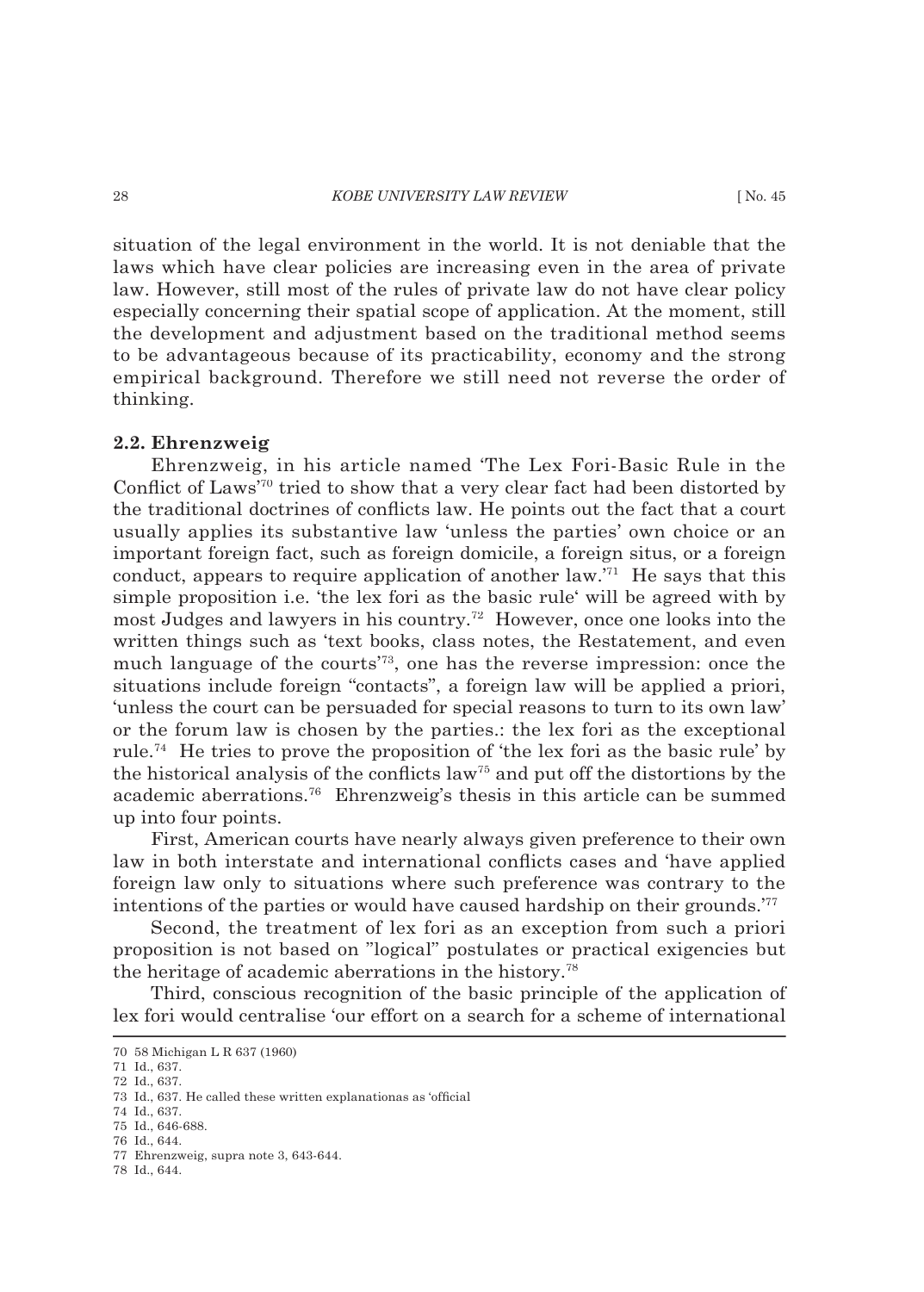situation of the legal environment in the world. It is not deniable that the laws which have clear policies are increasing even in the area of private law. However, still most of the rules of private law do not have clear policy especially concerning their spatial scope of application. At the moment, still the development and adjustment based on the traditional method seems to be advantageous because of its practicability, economy and the strong empirical background. Therefore we still need not reverse the order of thinking.

### 2.2. Ehrenzweig

Ehrenzweig, in his article named 'The Lex Fori-Basic Rule in the Conflict of Laws'[70] tried to show that a very clear fact had been distorted by the traditional doctrines of conflicts law. He points out the fact that a court usually applies its substantive law 'unless the parties' own choice or an important foreign fact, such as foreign domicile, a foreign situs, or a foreign conduct, appears to require application of another law.'[71] He says that this simple proposition i.e. 'the lex fori as the basic rule' will be agreed with by most Judges and lawyers in his country.[72] However, once one looks into the written things such as 'text books, class notes, the Restatement, and even much language of the courts'[73], one has the reverse impression: once the situations include foreign "contacts", a foreign law will be applied a priori, 'unless the court can be persuaded for special reasons to turn to its own law' or the forum law is chosen by the parties.: the lex fori as the exceptional rule.[74] He tries to prove the proposition of 'the lex fori as the basic rule' by the historical analysis of the conflicts law[75] and put off the distortions by the academic aberrations.[76] Ehrenzweig's thesis in this article can be summed up into four points.

First, American courts have nearly always given preference to their own law in both interstate and international conflicts cases and 'have applied foreign law only to situations where such preference was contrary to the intentions of the parties or would have caused hardship on their grounds.'[77]

Second, the treatment of lex fori as an exception from such a priori proposition is not based on "logical" postulates or practical exigencies but the heritage of academic aberrations in the history.[78]

Third, conscious recognition of the basic principle of the application of lex fori would centralise 'our effort on a search for a scheme of international

---

70 58 Michigan L R 637 (1960)

71 Id., 637.

72 Id., 637.

73 Id., 637. He called these written explanationas as 'official

74 Id., 637.

75 Id., 646-688.

76 Id., 644.

77 Ehrenzweig, supra note 3, 643-644.

78 Id., 644.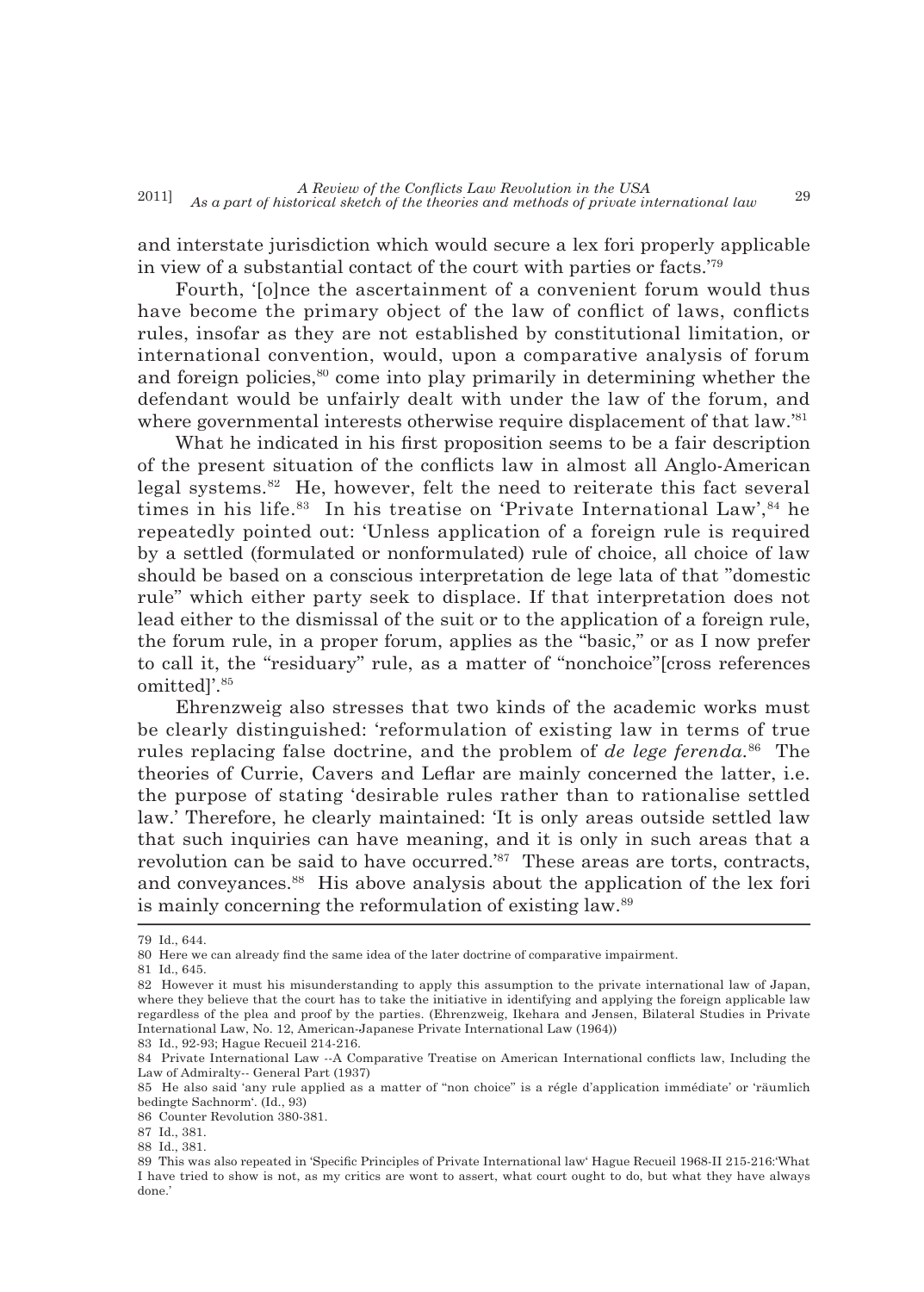and interstate jurisdiction which would secure a lex fori properly applicable in view of a substantial contact of the court with parties or facts.'[79]

Fourth, '[o]nce the ascertainment of a convenient forum would thus have become the primary object of the law of conflict of laws, conflicts rules, insofar as they are not established by constitutional limitation, or international convention, would, upon a comparative analysis of forum and foreign policies,[80] come into play primarily in determining whether the defendant would be unfairly dealt with under the law of the forum, and where governmental interests otherwise require displacement of that law.'[81]

What he indicated in his first proposition seems to be a fair description of the present situation of the conflicts law in almost all Anglo-American legal systems.[82] He, however, felt the need to reiterate this fact several times in his life.[83] In his treatise on 'Private International Law',[84] he repeatedly pointed out: 'Unless application of a foreign rule is required by a settled (formulated or nonformulated) rule of choice, all choice of law should be based on a conscious interpretation de lege lata of that "domestic rule" which either party seek to displace. If that interpretation does not lead either to the dismissal of the suit or to the application of a foreign rule, the forum rule, in a proper forum, applies as the "basic," or as I now prefer to call it, the "residuary" rule, as a matter of "nonchoice"[cross references omitted]'.[85]

Ehrenzweig also stresses that two kinds of the academic works must be clearly distinguished: 'reformulation of existing law in terms of true rules replacing false doctrine, and the problem of *de lege ferenda*.[86] The theories of Currie, Cavers and Leflar are mainly concerned the latter, i.e. the purpose of stating 'desirable rules rather than to rationalise settled law.' Therefore, he clearly maintained: 'It is only areas outside settled law that such inquiries can have meaning, and it is only in such areas that a revolution can be said to have occurred.'[87] These areas are torts, contracts, and conveyances.[88] His above analysis about the application of the lex fori is mainly concerning the reformulation of existing law.[89]

---

79 Id., 644.

80 Here we can already find the same idea of the later doctrine of comparative impairment.

81 Id., 645.

82 However it must his misunderstanding to apply this assumption to the private international law of Japan, where they believe that the court has to take the initiative in identifying and applying the foreign applicable law regardless of the plea and proof by the parties. (Ehrenzweig, Ikehara and Jensen, Bilateral Studies in Private International Law, No. 12, American-Japanese Private International Law (1964))

83 Id., 92-93; Hague Recueil 214-216.

84 Private International Law --A Comparative Treatise on American International conflicts law, Including the Law of Admiralty-- General Part (1937)

85 He also said 'any rule applied as a matter of "non choice" is a régle d'application immédiate' or 'räumlich bedingte Sachnorm'. (Id., 93)

86 Counter Revolution 380-381.

87 Id., 381.

88 Id., 381.

89 This was also repeated in 'Specific Principles of Private International law' Hague Recueil 1968-II 215-216:'What I have tried to show is not, as my critics are wont to assert, what court ought to do, but what they have always done.'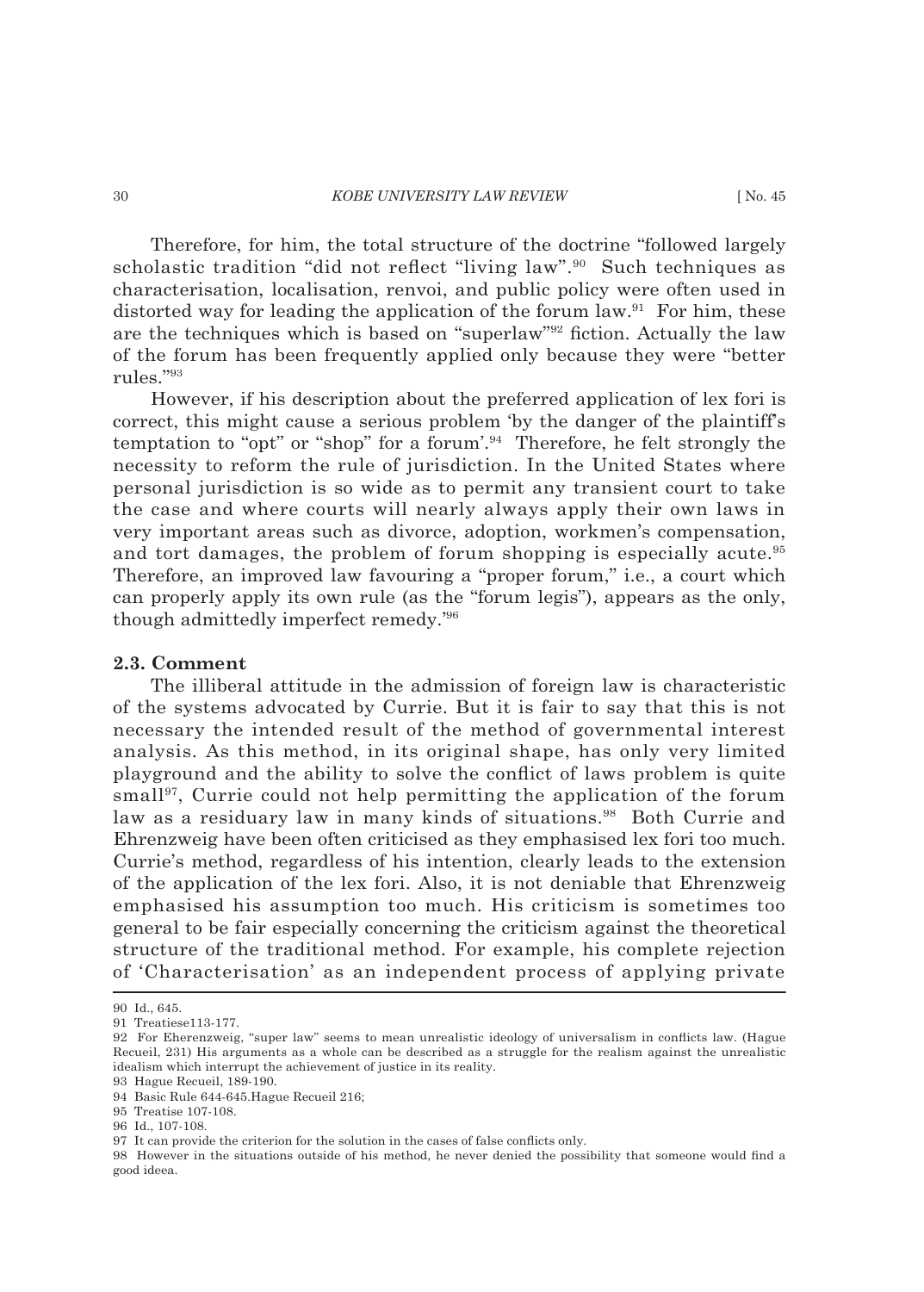Therefore, for him, the total structure of the doctrine "followed largely scholastic tradition "did not reflect "living law".[90] Such techniques as characterisation, localisation, renvoi, and public policy were often used in distorted way for leading the application of the forum law.[91] For him, these are the techniques which is based on "superlaw"[92] fiction. Actually the law of the forum has been frequently applied only because they were "better rules."[93]

However, if his description about the preferred application of lex fori is correct, this might cause a serious problem 'by the danger of the plaintiff's temptation to "opt" or "shop" for a forum'.[94] Therefore, he felt strongly the necessity to reform the rule of jurisdiction. In the United States where personal jurisdiction is so wide as to permit any transient court to take the case and where courts will nearly always apply their own laws in very important areas such as divorce, adoption, workmen's compensation, and tort damages, the problem of forum shopping is especially acute.[95] Therefore, an improved law favouring a "proper forum," i.e., a court which can properly apply its own rule (as the "forum legis"), appears as the only, though admittedly imperfect remedy.'[96]

### 2.3. Comment

The illiberal attitude in the admission of foreign law is characteristic of the systems advocated by Currie. But it is fair to say that this is not necessary the intended result of the method of governmental interest analysis. As this method, in its original shape, has only very limited playground and the ability to solve the conflict of laws problem is quite small[97], Currie could not help permitting the application of the forum law as a residuary law in many kinds of situations.[98] Both Currie and Ehrenzweig have been often criticised as they emphasised lex fori too much. Currie's method, regardless of his intention, clearly leads to the extension of the application of the lex fori. Also, it is not deniable that Ehrenzweig emphasised his assumption too much. His criticism is sometimes too general to be fair especially concerning the criticism against the theoretical structure of the traditional method. For example, his complete rejection of 'Characterisation' as an independent process of applying private

---

90 Id., 645.

91 Treatiese113-177.

92 For Eherenzweig, "super law" seems to mean unrealistic ideology of universalism in conflicts law. (Hague Recueil, 231) His arguments as a whole can be described as a struggle for the realism against the unrealistic idealism which interrupt the achievement of justice in its reality.

93 Hague Recueil, 189-190.

94 Basic Rule 644-645.Hague Recueil 216;

95 Treatise 107-108.

96 Id., 107-108.

97 It can provide the criterion for the solution in the cases of false conflicts only.

98 However in the situations outside of his method, he never denied the possibility that someone would find a good ideea.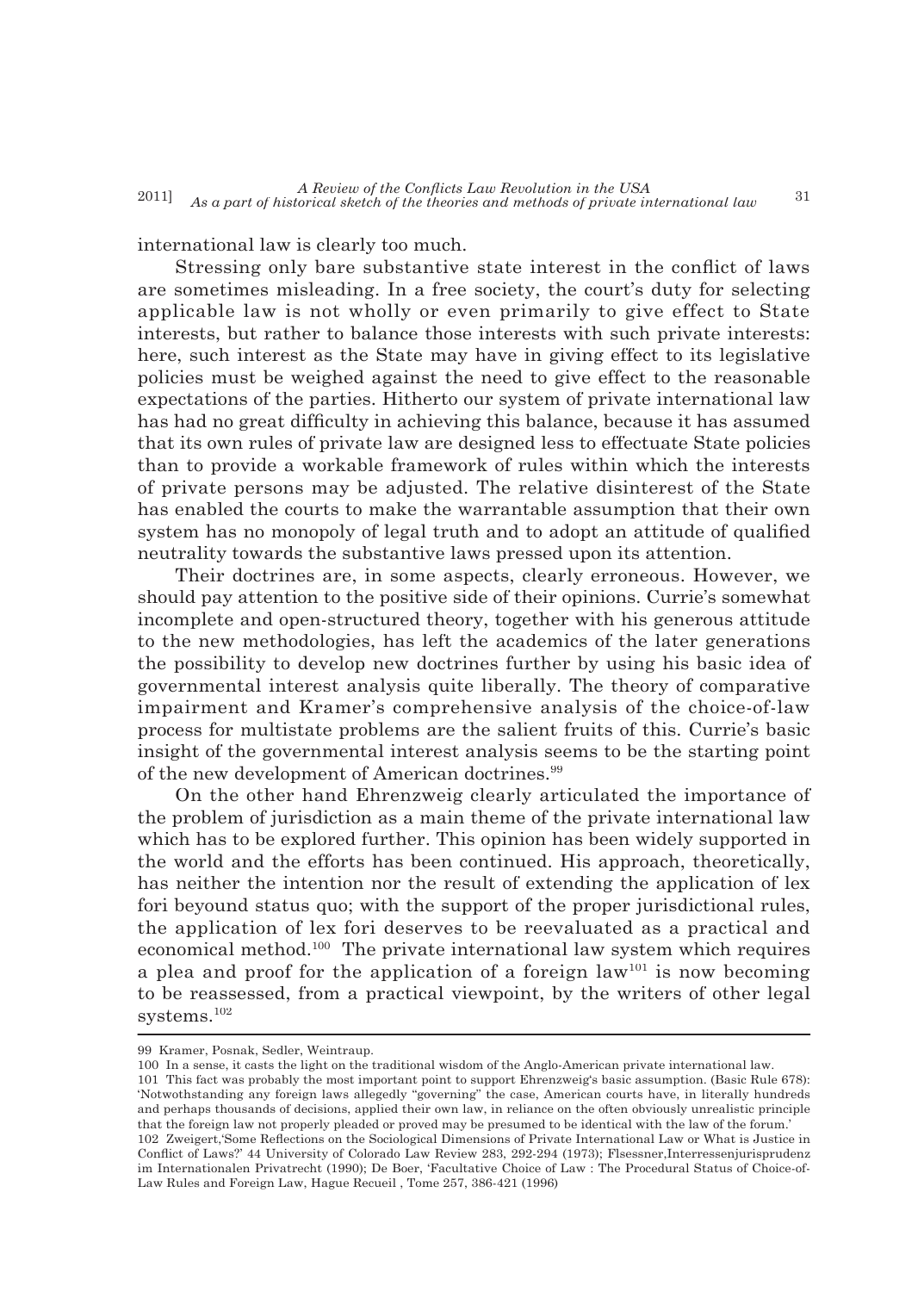international law is clearly too much.

Stressing only bare substantive state interest in the conflict of laws are sometimes misleading. In a free society, the court's duty for selecting applicable law is not wholly or even primarily to give effect to State interests, but rather to balance those interests with such private interests: here, such interest as the State may have in giving effect to its legislative policies must be weighed against the need to give effect to the reasonable expectations of the parties. Hitherto our system of private international law has had no great difficulty in achieving this balance, because it has assumed that its own rules of private law are designed less to effectuate State policies than to provide a workable framework of rules within which the interests of private persons may be adjusted. The relative disinterest of the State has enabled the courts to make the warrantable assumption that their own system has no monopoly of legal truth and to adopt an attitude of qualified neutrality towards the substantive laws pressed upon its attention.

Their doctrines are, in some aspects, clearly erroneous. However, we should pay attention to the positive side of their opinions. Currie's somewhat incomplete and open-structured theory, together with his generous attitude to the new methodologies, has left the academics of the later generations the possibility to develop new doctrines further by using his basic idea of governmental interest analysis quite liberally. The theory of comparative impairment and Kramer's comprehensive analysis of the choice-of-law process for multistate problems are the salient fruits of this. Currie's basic insight of the governmental interest analysis seems to be the starting point of the new development of American doctrines.[99]

On the other hand Ehrenzweig clearly articulated the importance of the problem of jurisdiction as a main theme of the private international law which has to be explored further. This opinion has been widely supported in the world and the efforts has been continued. His approach, theoretically, has neither the intention nor the result of extending the application of lex fori beyound status quo; with the support of the proper jurisdictional rules, the application of lex fori deserves to be reevaluated as a practical and economical method.[100] The private international law system which requires a plea and proof for the application of a foreign law[101] is now becoming to be reassessed, from a practical viewpoint, by the writers of other legal systems.[102]

---

99 Kramer, Posnak, Sedler, Weintraup.

100 In a sense, it casts the light on the traditional wisdom of the Anglo-American private international law.

101 This fact was probably the most important point to support Ehrenzweig's basic assumption. (Basic Rule 678): 'Notwothstanding any foreign laws allegedly "governing" the case, American courts have, in literally hundreds and perhaps thousands of decisions, applied their own law, in reliance on the often obviously unrealistic principle that the foreign law not properly pleaded or proved may be presumed to be identical with the law of the forum.'

102 Zweigert,'Some Reflections on the Sociological Dimensions of Private International Law or What is Justice in Conflict of Laws?' 44 University of Colorado Law Review 283, 292-294 (1973); Flsessner,Interressenjurisprudenz im Internationalen Privatrecht (1990); De Boer, 'Facultative Choice of Law : The Procedural Status of Choice-of-Law Rules and Foreign Law, Hague Recueil , Tome 257, 386-421 (1996)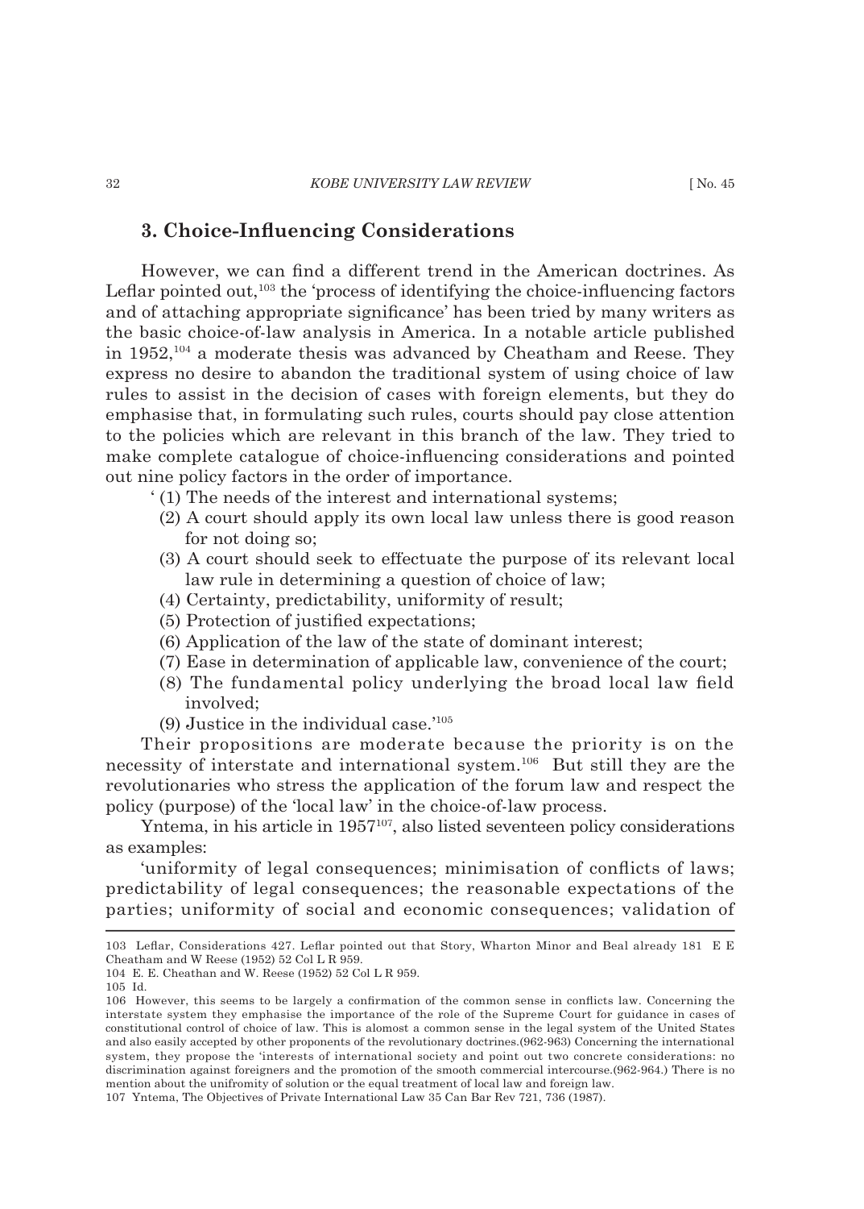## 3. Choice-Influencing Considerations

However, we can find a different trend in the American doctrines. As Leflar pointed out,[103] the 'process of identifying the choice-influencing factors and of attaching appropriate significance' has been tried by many writers as the basic choice-of-law analysis in America. In a notable article published in 1952,[104] a moderate thesis was advanced by Cheatham and Reese. They express no desire to abandon the traditional system of using choice of law rules to assist in the decision of cases with foreign elements, but they do emphasise that, in formulating such rules, courts should pay close attention to the policies which are relevant in this branch of the law. They tried to make complete catalogue of choice-influencing considerations and pointed out nine policy factors in the order of importance.

' (1) The needs of the interest and international systems;
(2) A court should apply its own local law unless there is good reason for not doing so;
(3) A court should seek to effectuate the purpose of its relevant local law rule in determining a question of choice of law;
(4) Certainty, predictability, uniformity of result;
(5) Protection of justified expectations;
(6) Application of the law of the state of dominant interest;
(7) Ease in determination of applicable law, convenience of the court;
(8) The fundamental policy underlying the broad local law field involved;
(9) Justice in the individual case.'[105]

Their propositions are moderate because the priority is on the necessity of interstate and international system.[106] But still they are the revolutionaries who stress the application of the forum law and respect the policy (purpose) of the 'local law' in the choice-of-law process.

Yntema, in his article in 1957[107], also listed seventeen policy considerations as examples:

'uniformity of legal consequences; minimisation of conflicts of laws; predictability of legal consequences; the reasonable expectations of the parties; uniformity of social and economic consequences; validation of

---

103 Leflar, Considerations 427. Leflar pointed out that Story, Wharton Minor and Beal already 181 E E Cheatham and W Reese (1952) 52 Col L R 959.

104 E. E. Cheathan and W. Reese (1952) 52 Col L R 959.

105 Id.

106 However, this seems to be largely a confirmation of the common sense in conflicts law. Concerning the interstate system they emphasise the importance of the role of the Supreme Court for guidance in cases of constitutional control of choice of law. This is alomost a common sense in the legal system of the United States and also easily accepted by other proponents of the revolutionary doctrines.(962-963) Concerning the international system, they propose the 'interests of international society and point out two concrete considerations: no discrimination against foreigners and the promotion of the smooth commercial intercourse.(962-964.) There is no mention about the unifromity of solution or the equal treatment of local law and foreign law.

107 Yntema, The Objectives of Private International Law 35 Can Bar Rev 721, 736 (1987).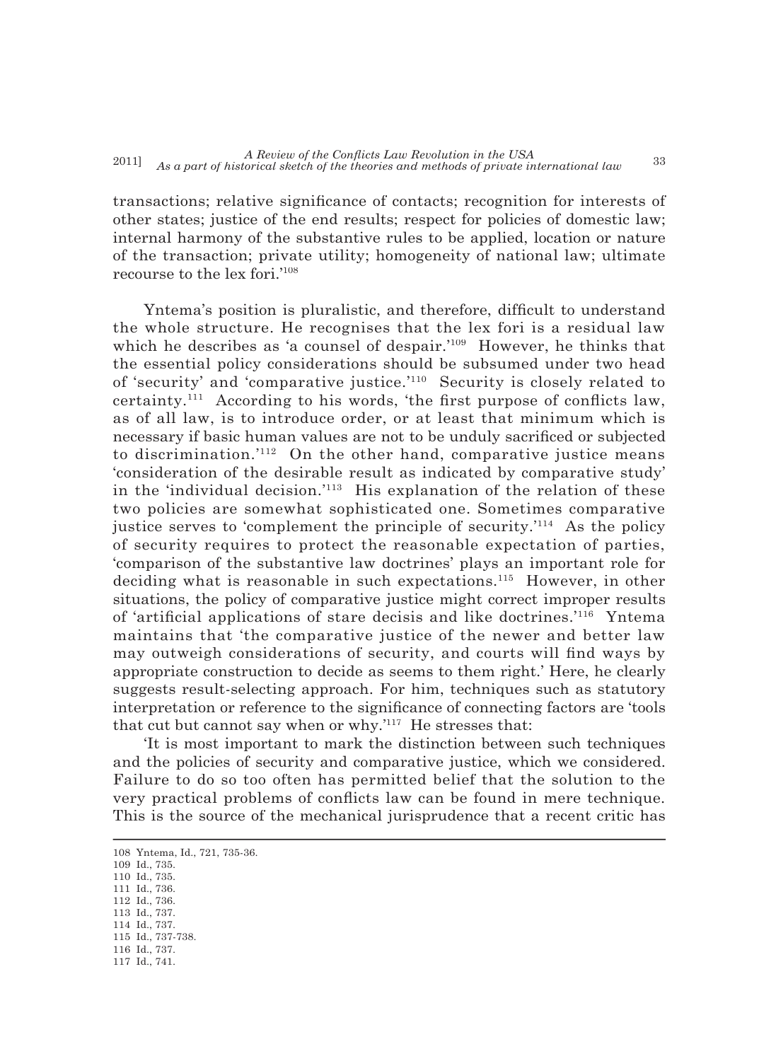transactions; relative significance of contacts; recognition for interests of other states; justice of the end results; respect for policies of domestic law; internal harmony of the substantive rules to be applied, location or nature of the transaction; private utility; homogeneity of national law; ultimate recourse to the lex fori.'[108]

Yntema's position is pluralistic, and therefore, difficult to understand the whole structure. He recognises that the lex fori is a residual law which he describes as 'a counsel of despair.'[109] However, he thinks that the essential policy considerations should be subsumed under two head of 'security' and 'comparative justice.'[110] Security is closely related to certainty.[111] According to his words, 'the first purpose of conflicts law, as of all law, is to introduce order, or at least that minimum which is necessary if basic human values are not to be unduly sacrificed or subjected to discrimination.'[112] On the other hand, comparative justice means 'consideration of the desirable result as indicated by comparative study' in the 'individual decision.'[113] His explanation of the relation of these two policies are somewhat sophisticated one. Sometimes comparative justice serves to 'complement the principle of security.'[114] As the policy of security requires to protect the reasonable expectation of parties, 'comparison of the substantive law doctrines' plays an important role for deciding what is reasonable in such expectations.[115] However, in other situations, the policy of comparative justice might correct improper results of 'artificial applications of stare decisis and like doctrines.'[116] Yntema maintains that 'the comparative justice of the newer and better law may outweigh considerations of security, and courts will find ways by appropriate construction to decide as seems to them right.' Here, he clearly suggests result-selecting approach. For him, techniques such as statutory interpretation or reference to the significance of connecting factors are 'tools that cut but cannot say when or why.'[117] He stresses that:

'It is most important to mark the distinction between such techniques and the policies of security and comparative justice, which we considered. Failure to do so too often has permitted belief that the solution to the very practical problems of conflicts law can be found in mere technique. This is the source of the mechanical jurisprudence that a recent critic has

---

108 Yntema, Id., 721, 735-36.
109 Id., 735.
110 Id., 735.
111 Id., 736.
112 Id., 736.
113 Id., 737.
114 Id., 737.
115 Id., 737-738.
116 Id., 737.
117 Id., 741.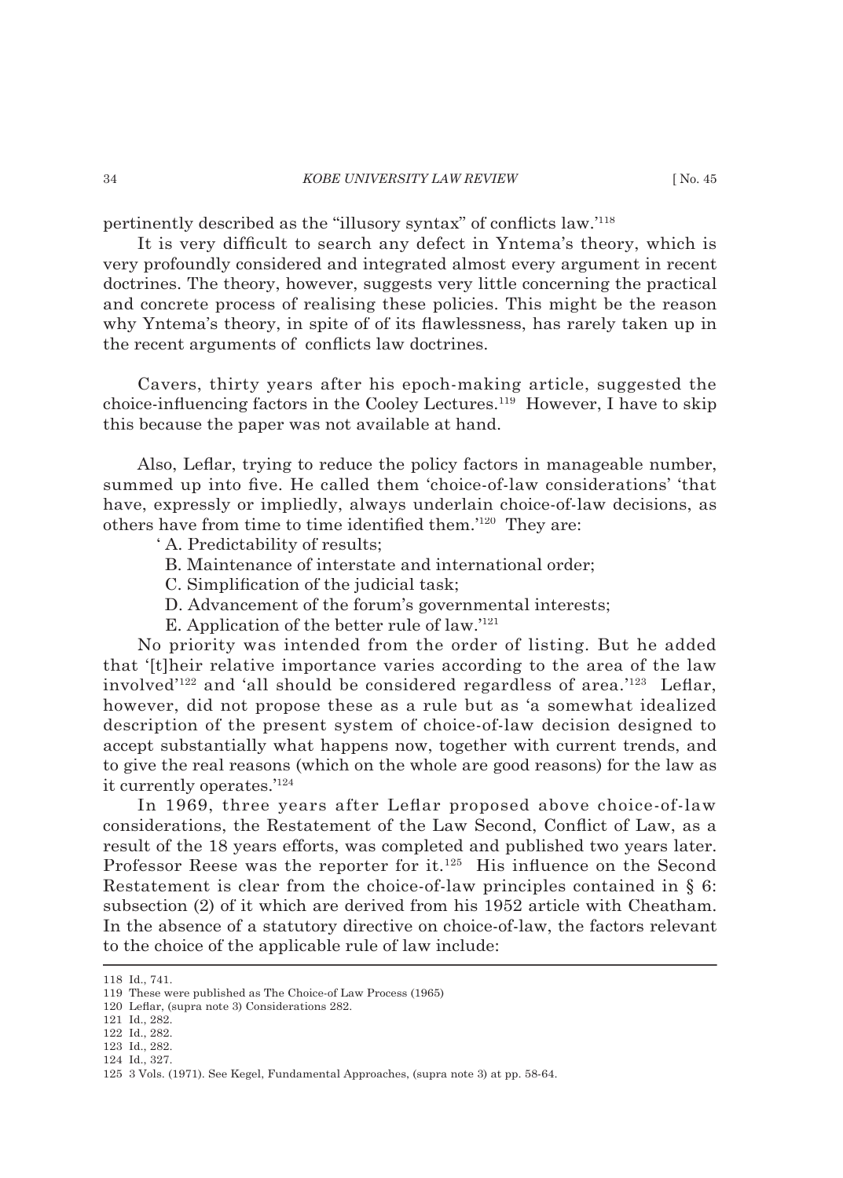pertinently described as the "illusory syntax" of conflicts law.'[118]

It is very difficult to search any defect in Yntema's theory, which is very profoundly considered and integrated almost every argument in recent doctrines. The theory, however, suggests very little concerning the practical and concrete process of realising these policies. This might be the reason why Yntema's theory, in spite of of its flawlessness, has rarely taken up in the recent arguments of conflicts law doctrines.

Cavers, thirty years after his epoch-making article, suggested the choice-influencing factors in the Cooley Lectures.[119] However, I have to skip this because the paper was not available at hand.

Also, Leflar, trying to reduce the policy factors in manageable number, summed up into five. He called them 'choice-of-law considerations' 'that have, expressly or impliedly, always underlain choice-of-law decisions, as others have from time to time identified them.'[120] They are:

' A. Predictability of results;
B. Maintenance of interstate and international order;
C. Simplification of the judicial task;
D. Advancement of the forum's governmental interests;
E. Application of the better rule of law.'[121]

No priority was intended from the order of listing. But he added that '[t]heir relative importance varies according to the area of the law involved'[122] and 'all should be considered regardless of area.'[123] Leflar, however, did not propose these as a rule but as 'a somewhat idealized description of the present system of choice-of-law decision designed to accept substantially what happens now, together with current trends, and to give the real reasons (which on the whole are good reasons) for the law as it currently operates.'[124]

In 1969, three years after Leflar proposed above choice-of-law considerations, the Restatement of the Law Second, Conflict of Law, as a result of the 18 years efforts, was completed and published two years later. Professor Reese was the reporter for it.[125] His influence on the Second Restatement is clear from the choice-of-law principles contained in § 6: subsection (2) of it which are derived from his 1952 article with Cheatham. In the absence of a statutory directive on choice-of-law, the factors relevant to the choice of the applicable rule of law include:

---

118 Id., 741.
119 These were published as The Choice-of Law Process (1965)
120 Leflar, (supra note 3) Considerations 282.
121 Id., 282.
122 Id., 282.
123 Id., 282.
124 Id., 327.
125 3 Vols. (1971). See Kegel, Fundamental Approaches, (supra note 3) at pp. 58-64.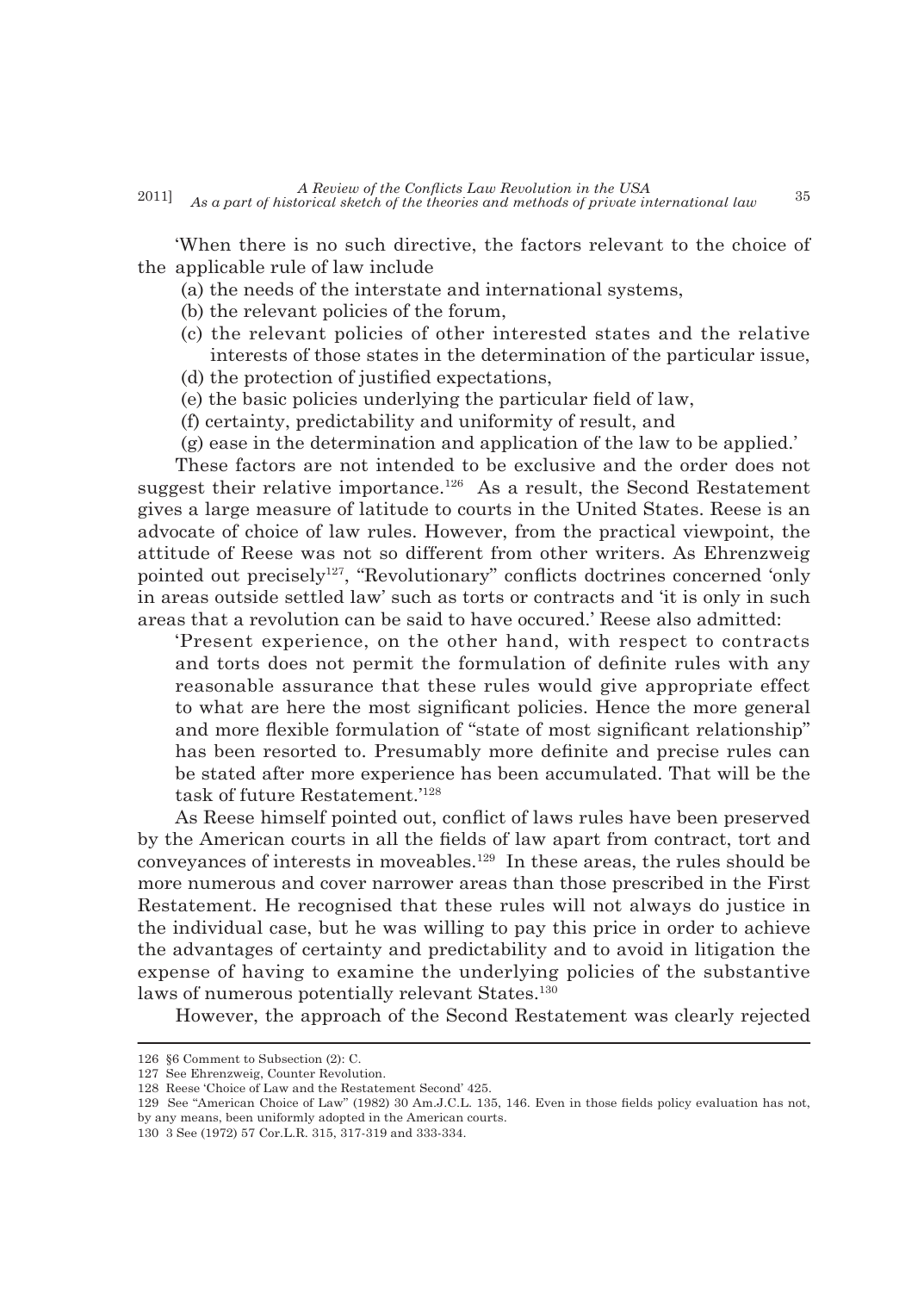'When there is no such directive, the factors relevant to the choice of the applicable rule of law include

(a) the needs of the interstate and international systems,
(b) the relevant policies of the forum,
(c) the relevant policies of other interested states and the relative interests of those states in the determination of the particular issue,
(d) the protection of justified expectations,
(e) the basic policies underlying the particular field of law,
(f) certainty, predictability and uniformity of result, and
(g) ease in the determination and application of the law to be applied.'

These factors are not intended to be exclusive and the order does not suggest their relative importance.[126] As a result, the Second Restatement gives a large measure of latitude to courts in the United States. Reese is an advocate of choice of law rules. However, from the practical viewpoint, the attitude of Reese was not so different from other writers. As Ehrenzweig pointed out precisely[127], "Revolutionary" conflicts doctrines concerned 'only in areas outside settled law' such as torts or contracts and 'it is only in such areas that a revolution can be said to have occured.' Reese also admitted:

> 'Present experience, on the other hand, with respect to contracts and torts does not permit the formulation of definite rules with any reasonable assurance that these rules would give appropriate effect to what are here the most significant policies. Hence the more general and more flexible formulation of "state of most significant relationship" has been resorted to. Presumably more definite and precise rules can be stated after more experience has been accumulated. That will be the task of future Restatement.'[128]

As Reese himself pointed out, conflict of laws rules have been preserved by the American courts in all the fields of law apart from contract, tort and conveyances of interests in moveables.[129] In these areas, the rules should be more numerous and cover narrower areas than those prescribed in the First Restatement. He recognised that these rules will not always do justice in the individual case, but he was willing to pay this price in order to achieve the advantages of certainty and predictability and to avoid in litigation the expense of having to examine the underlying policies of the substantive laws of numerous potentially relevant States.[130]

However, the approach of the Second Restatement was clearly rejected

---

126 §6 Comment to Subsection (2): C.

127 See Ehrenzweig, Counter Revolution.

128 Reese 'Choice of Law and the Restatement Second' 425.

129 See "American Choice of Law" (1982) 30 Am.J.C.L. 135, 146. Even in those fields policy evaluation has not, by any means, been uniformly adopted in the American courts.

130 3 See (1972) 57 Cor.L.R. 315, 317-319 and 333-334.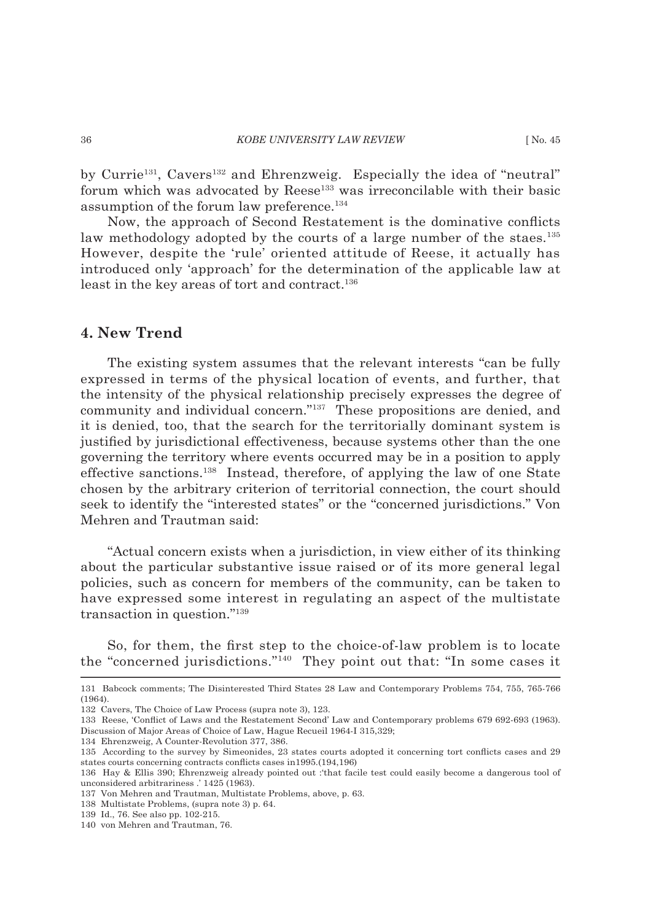by Currie[131], Cavers[132] and Ehrenzweig. Especially the idea of "neutral" forum which was advocated by Reese[133] was irreconcilable with their basic assumption of the forum law preference.[134]

Now, the approach of Second Restatement is the dominative conflicts law methodology adopted by the courts of a large number of the staes.[135] However, despite the 'rule' oriented attitude of Reese, it actually has introduced only 'approach' for the determination of the applicable law at least in the key areas of tort and contract.[136]

## 4. New Trend

The existing system assumes that the relevant interests "can be fully expressed in terms of the physical location of events, and further, that the intensity of the physical relationship precisely expresses the degree of community and individual concern."[137] These propositions are denied, and it is denied, too, that the search for the territorially dominant system is justified by jurisdictional effectiveness, because systems other than the one governing the territory where events occurred may be in a position to apply effective sanctions.[138] Instead, therefore, of applying the law of one State chosen by the arbitrary criterion of territorial connection, the court should seek to identify the "interested states" or the "concerned jurisdictions." Von Mehren and Trautman said:

> "Actual concern exists when a jurisdiction, in view either of its thinking about the particular substantive issue raised or of its more general legal policies, such as concern for members of the community, can be taken to have expressed some interest in regulating an aspect of the multistate transaction in question."[139]

So, for them, the first step to the choice-of-law problem is to locate the "concerned jurisdictions."[140] They point out that: "In some cases it

---

131 Babcock comments; The Disinterested Third States 28 Law and Contemporary Problems 754, 755, 765-766 (1964).

132 Cavers, The Choice of Law Process (supra note 3), 123.

133 Reese, 'Conflict of Laws and the Restatement Second' Law and Contemporary problems 679 692-693 (1963). Discussion of Major Areas of Choice of Law, Hague Recueil 1964-I 315,329;

134 Ehrenzweig, A Counter-Revolution 377, 386.

135 According to the survey by Simeonides, 23 states courts adopted it concerning tort conflicts cases and 29 states courts concerning contracts conflicts cases in1995.(194,196)

136 Hay & Ellis 390; Ehrenzweig already pointed out :'that facile test could easily become a dangerous tool of unconsidered arbitrariness .' 1425 (1963).

137 Von Mehren and Trautman, Multistate Problems, above, p. 63.

138 Multistate Problems, (supra note 3) p. 64.

139 Id., 76. See also pp. 102-215.

140 von Mehren and Trautman, 76.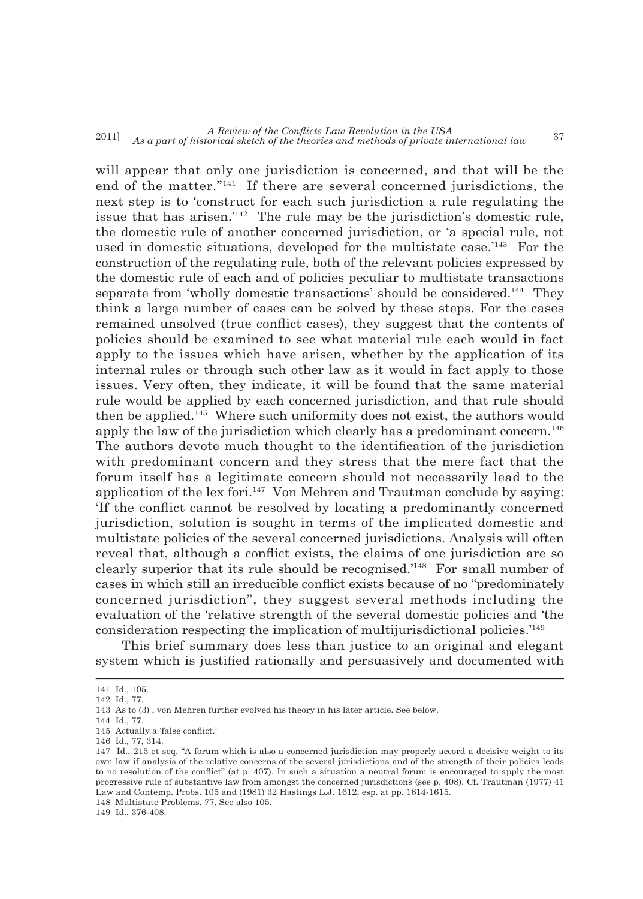will appear that only one jurisdiction is concerned, and that will be the end of the matter."[141] If there are several concerned jurisdictions, the next step is to 'construct for each such jurisdiction a rule regulating the issue that has arisen.'[142] The rule may be the jurisdiction's domestic rule, the domestic rule of another concerned jurisdiction, or 'a special rule, not used in domestic situations, developed for the multistate case.'[143] For the construction of the regulating rule, both of the relevant policies expressed by the domestic rule of each and of policies peculiar to multistate transactions separate from 'wholly domestic transactions' should be considered.[144] They think a large number of cases can be solved by these steps. For the cases remained unsolved (true conflict cases), they suggest that the contents of policies should be examined to see what material rule each would in fact apply to the issues which have arisen, whether by the application of its internal rules or through such other law as it would in fact apply to those issues. Very often, they indicate, it will be found that the same material rule would be applied by each concerned jurisdiction, and that rule should then be applied.[145] Where such uniformity does not exist, the authors would apply the law of the jurisdiction which clearly has a predominant concern.[146] The authors devote much thought to the identification of the jurisdiction with predominant concern and they stress that the mere fact that the forum itself has a legitimate concern should not necessarily lead to the application of the lex fori.[147] Von Mehren and Trautman conclude by saying: 'If the conflict cannot be resolved by locating a predominantly concerned jurisdiction, solution is sought in terms of the implicated domestic and multistate policies of the several concerned jurisdictions. Analysis will often reveal that, although a conflict exists, the claims of one jurisdiction are so clearly superior that its rule should be recognised.'[148] For small number of cases in which still an irreducible conflict exists because of no "predominately concerned jurisdiction", they suggest several methods including the evaluation of the 'relative strength of the several domestic policies and 'the consideration respecting the implication of multijurisdictional policies.'[149]

This brief summary does less than justice to an original and elegant system which is justified rationally and persuasively and documented with

---

141 Id., 105.

142 Id., 77.

143 As to (3) , von Mehren further evolved his theory in his later article. See below.

144 Id., 77.

145 Actually a 'false conflict.'

146 Id., 77, 314.

147 Id., 215 et seq. "A forum which is also a concerned jurisdiction may properly accord a decisive weight to its own law if analysis of the relative concerns of the several jurisdictions and of the strength of their policies leads to no resolution of the conflict" (at p. 407). In such a situation a neutral forum is encouraged to apply the most progressive rule of substantive law from amongst the concerned jurisdictions (see p. 408). Cf. Trautman (1977) 41 Law and Contemp. Probs. 105 and (1981) 32 Hastings L.J. 1612, esp. at pp. 1614-1615.

148 Multistate Problems, 77. See also 105.

149 Id., 376-408.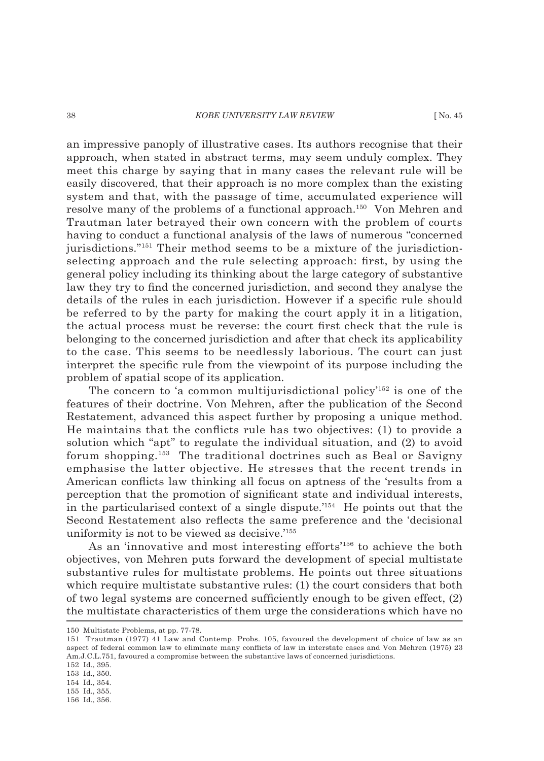an impressive panoply of illustrative cases. Its authors recognise that their approach, when stated in abstract terms, may seem unduly complex. They meet this charge by saying that in many cases the relevant rule will be easily discovered, that their approach is no more complex than the existing system and that, with the passage of time, accumulated experience will resolve many of the problems of a functional approach.[150] Von Mehren and Trautman later betrayed their own concern with the problem of courts having to conduct a functional analysis of the laws of numerous "concerned jurisdictions."[151] Their method seems to be a mixture of the jurisdiction-selecting approach and the rule selecting approach: first, by using the general policy including its thinking about the large category of substantive law they try to find the concerned jurisdiction, and second they analyse the details of the rules in each jurisdiction. However if a specific rule should be referred to by the party for making the court apply it in a litigation, the actual process must be reverse: the court first check that the rule is belonging to the concerned jurisdiction and after that check its applicability to the case. This seems to be needlessly laborious. The court can just interpret the specific rule from the viewpoint of its purpose including the problem of spatial scope of its application.

The concern to 'a common multijurisdictional policy'[152] is one of the features of their doctrine. Von Mehren, after the publication of the Second Restatement, advanced this aspect further by proposing a unique method. He maintains that the conflicts rule has two objectives: (1) to provide a solution which "apt" to regulate the individual situation, and (2) to avoid forum shopping.[153] The traditional doctrines such as Beal or Savigny emphasise the latter objective. He stresses that the recent trends in American conflicts law thinking all focus on aptness of the 'results from a perception that the promotion of significant state and individual interests, in the particularised context of a single dispute.'[154] He points out that the Second Restatement also reflects the same preference and the 'decisional uniformity is not to be viewed as decisive.'[155]

As an 'innovative and most interesting efforts'[156] to achieve the both objectives, von Mehren puts forward the development of special multistate substantive rules for multistate problems. He points out three situations which require multistate substantive rules: (1) the court considers that both of two legal systems are concerned sufficiently enough to be given effect, (2) the multistate characteristics of them urge the considerations which have no

---

150 Multistate Problems, at pp. 77-78.

151 Trautman (1977) 41 Law and Contemp. Probs. 105, favoured the development of choice of law as an aspect of federal common law to eliminate many conflicts of law in interstate cases and Von Mehren (1975) 23 Am.J.C.L.751, favoured a compromise between the substantive laws of concerned jurisdictions.

152 Id., 395.

153 Id., 350.

154 Id., 354.

155 Id., 355.

156 Id., 356.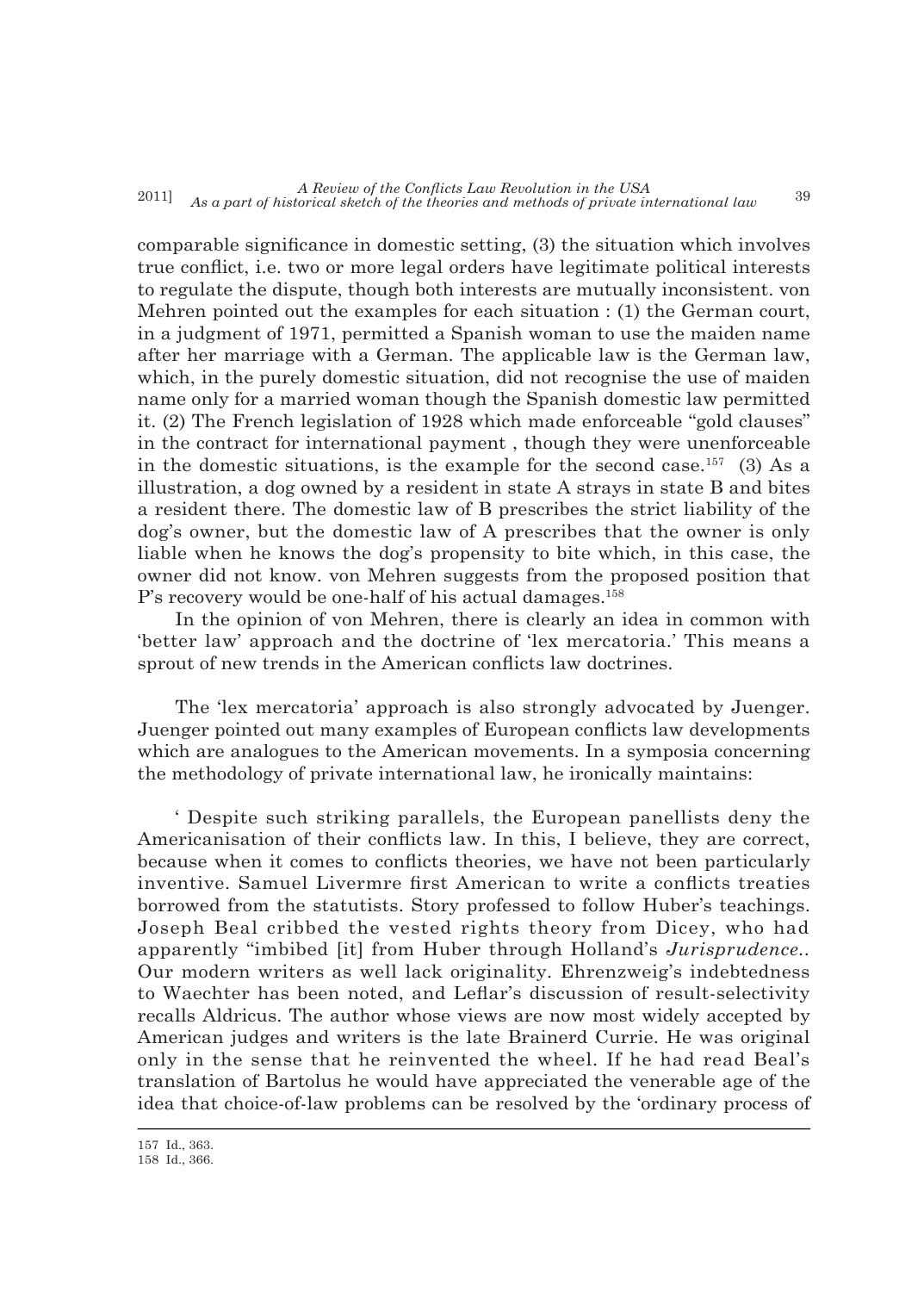comparable significance in domestic setting, (3) the situation which involves true conflict, i.e. two or more legal orders have legitimate political interests to regulate the dispute, though both interests are mutually inconsistent. von Mehren pointed out the examples for each situation : (1) the German court, in a judgment of 1971, permitted a Spanish woman to use the maiden name after her marriage with a German. The applicable law is the German law, which, in the purely domestic situation, did not recognise the use of maiden name only for a married woman though the Spanish domestic law permitted it. (2) The French legislation of 1928 which made enforceable "gold clauses" in the contract for international payment , though they were unenforceable in the domestic situations, is the example for the second case.[157] (3) As a illustration, a dog owned by a resident in state A strays in state B and bites a resident there. The domestic law of B prescribes the strict liability of the dog's owner, but the domestic law of A prescribes that the owner is only liable when he knows the dog's propensity to bite which, in this case, the owner did not know. von Mehren suggests from the proposed position that P's recovery would be one-half of his actual damages.[158]

In the opinion of von Mehren, there is clearly an idea in common with 'better law' approach and the doctrine of 'lex mercatoria.' This means a sprout of new trends in the American conflicts law doctrines.

The 'lex mercatoria' approach is also strongly advocated by Juenger. Juenger pointed out many examples of European conflicts law developments which are analogues to the American movements. In a symposia concerning the methodology of private international law, he ironically maintains:

' Despite such striking parallels, the European panellists deny the Americanisation of their conflicts law. In this, I believe, they are correct, because when it comes to conflicts theories, we have not been particularly inventive. Samuel Livermre first American to write a conflicts treaties borrowed from the statutists. Story professed to follow Huber's teachings. Joseph Beal cribbed the vested rights theory from Dicey, who had apparently "imbibed [it] from Huber through Holland's *Jurisprudence*.. Our modern writers as well lack originality. Ehrenzweig's indebtedness to Waechter has been noted, and Leflar's discussion of result-selectivity recalls Aldricus. The author whose views are now most widely accepted by American judges and writers is the late Brainerd Currie. He was original only in the sense that he reinvented the wheel. If he had read Beal's translation of Bartolus he would have appreciated the venerable age of the idea that choice-of-law problems can be resolved by the 'ordinary process of

---

157 Id., 363.
158 Id., 366.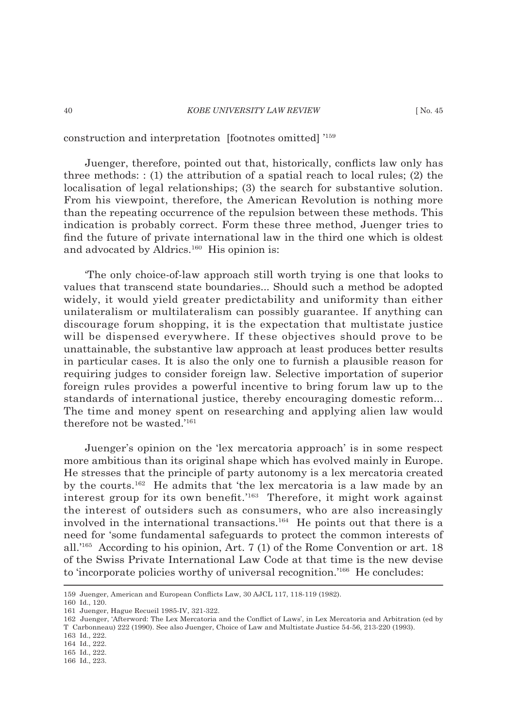construction and interpretation [footnotes omitted] '[159]

Juenger, therefore, pointed out that, historically, conflicts law only has three methods: : (1) the attribution of a spatial reach to local rules; (2) the localisation of legal relationships; (3) the search for substantive solution. From his viewpoint, therefore, the American Revolution is nothing more than the repeating occurrence of the repulsion between these methods. This indication is probably correct. Form these three method, Juenger tries to find the future of private international law in the third one which is oldest and advocated by Aldrics.[160] His opinion is:

'The only choice-of-law approach still worth trying is one that looks to values that transcend state boundaries... Should such a method be adopted widely, it would yield greater predictability and uniformity than either unilateralism or multilateralism can possibly guarantee. If anything can discourage forum shopping, it is the expectation that multistate justice will be dispensed everywhere. If these objectives should prove to be unattainable, the substantive law approach at least produces better results in particular cases. It is also the only one to furnish a plausible reason for requiring judges to consider foreign law. Selective importation of superior foreign rules provides a powerful incentive to bring forum law up to the standards of international justice, thereby encouraging domestic reform... The time and money spent on researching and applying alien law would therefore not be wasted.'[161]

Juenger's opinion on the 'lex mercatoria approach' is in some respect more ambitious than its original shape which has evolved mainly in Europe. He stresses that the principle of party autonomy is a lex mercatoria created by the courts.[162] He admits that 'the lex mercatoria is a law made by an interest group for its own benefit.'[163] Therefore, it might work against the interest of outsiders such as consumers, who are also increasingly involved in the international transactions.[164] He points out that there is a need for 'some fundamental safeguards to protect the common interests of all.'[165] According to his opinion, Art. 7 (1) of the Rome Convention or art. 18 of the Swiss Private International Law Code at that time is the new devise to 'incorporate policies worthy of universal recognition.'[166] He concludes:

---

159 Juenger, American and European Conflicts Law, 30 AJCL 117, 118-119 (1982).

160 Id., 120.

161 Juenger, Hague Recueil 1985-IV, 321-322.

162 Juenger, 'Afterword: The Lex Mercatoria and the Conflict of Laws', in Lex Mercatoria and Arbitration (ed by T Carbonneau) 222 (1990). See also Juenger, Choice of Law and Multistate Justice 54-56, 213-220 (1993).

163 Id., 222.

164 Id., 222.

165 Id., 222.

166 Id., 223.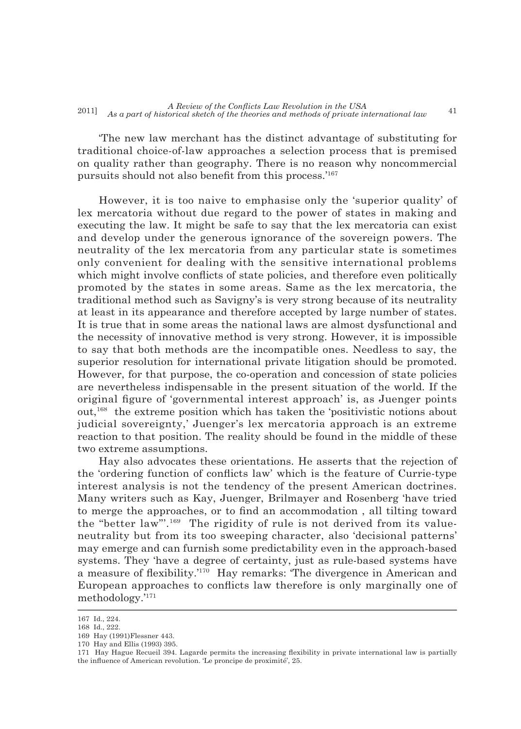'The new law merchant has the distinct advantage of substituting for traditional choice-of-law approaches a selection process that is premised on quality rather than geography. There is no reason why noncommercial pursuits should not also benefit from this process.'[167]

However, it is too naive to emphasise only the 'superior quality' of lex mercatoria without due regard to the power of states in making and executing the law. It might be safe to say that the lex mercatoria can exist and develop under the generous ignorance of the sovereign powers. The neutrality of the lex mercatoria from any particular state is sometimes only convenient for dealing with the sensitive international problems which might involve conflicts of state policies, and therefore even politically promoted by the states in some areas. Same as the lex mercatoria, the traditional method such as Savigny's is very strong because of its neutrality at least in its appearance and therefore accepted by large number of states. It is true that in some areas the national laws are almost dysfunctional and the necessity of innovative method is very strong. However, it is impossible to say that both methods are the incompatible ones. Needless to say, the superior resolution for international private litigation should be promoted. However, for that purpose, the co-operation and concession of state policies are nevertheless indispensable in the present situation of the world. If the original figure of 'governmental interest approach' is, as Juenger points out,[168] the extreme position which has taken the 'positivistic notions about judicial sovereignty,' Juenger's lex mercatoria approach is an extreme reaction to that position. The reality should be found in the middle of these two extreme assumptions.

Hay also advocates these orientations. He asserts that the rejection of the 'ordering function of conflicts law' which is the feature of Currie-type interest analysis is not the tendency of the present American doctrines. Many writers such as Kay, Juenger, Brilmayer and Rosenberg 'have tried to merge the approaches, or to find an accommodation , all tilting toward the "better law"'.[169] The rigidity of rule is not derived from its value-neutrality but from its too sweeping character, also 'decisional patterns' may emerge and can furnish some predictability even in the approach-based systems. They 'have a degree of certainty, just as rule-based systems have a measure of flexibility.'[170] Hay remarks: 'The divergence in American and European approaches to conflicts law therefore is only marginally one of methodology.'[171]

---

167 Id., 224.

168 Id., 222.

169 Hay (1991)Flessner 443.

170 Hay and Ellis (1993) 395.

171 Hay Hague Recueil 394. Lagarde permits the increasing flexibility in private international law is partially the influence of American revolution. 'Le proncipe de proximité', 25.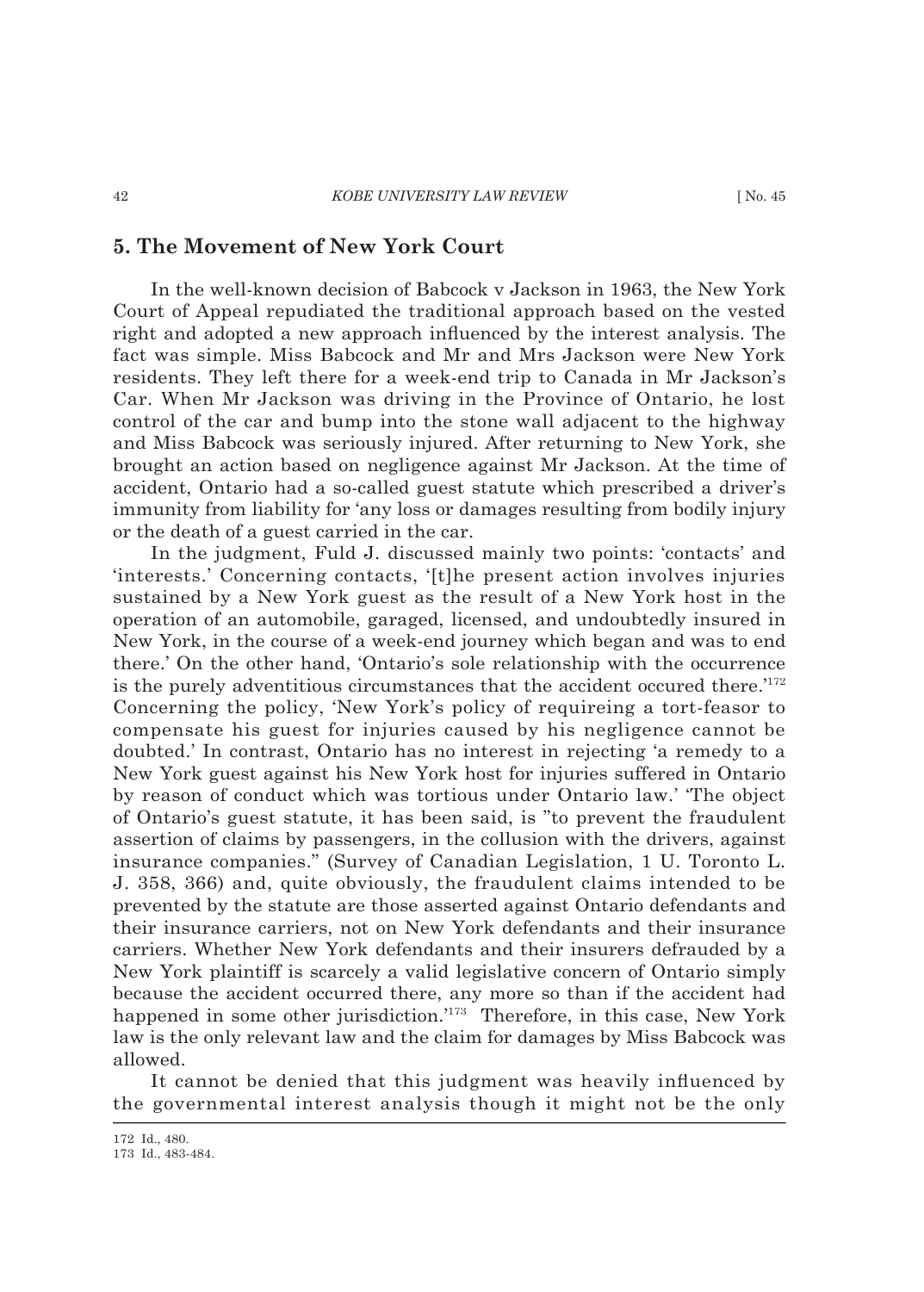## 5. The Movement of New York Court

In the well-known decision of Babcock v Jackson in 1963, the New York Court of Appeal repudiated the traditional approach based on the vested right and adopted a new approach influenced by the interest analysis. The fact was simple. Miss Babcock and Mr and Mrs Jackson were New York residents. They left there for a week-end trip to Canada in Mr Jackson's Car. When Mr Jackson was driving in the Province of Ontario, he lost control of the car and bump into the stone wall adjacent to the highway and Miss Babcock was seriously injured. After returning to New York, she brought an action based on negligence against Mr Jackson. At the time of accident, Ontario had a so-called guest statute which prescribed a driver's immunity from liability for 'any loss or damages resulting from bodily injury or the death of a guest carried in the car.

In the judgment, Fuld J. discussed mainly two points: 'contacts' and 'interests.' Concerning contacts, '[t]he present action involves injuries sustained by a New York guest as the result of a New York host in the operation of an automobile, garaged, licensed, and undoubtedly insured in New York, in the course of a week-end journey which began and was to end there.' On the other hand, 'Ontario's sole relationship with the occurrence is the purely adventitious circumstances that the accident occured there.'[172] Concerning the policy, 'New York's policy of requireing a tort-feasor to compensate his guest for injuries caused by his negligence cannot be doubted.' In contrast, Ontario has no interest in rejecting 'a remedy to a New York guest against his New York host for injuries suffered in Ontario by reason of conduct which was tortious under Ontario law.' 'The object of Ontario's guest statute, it has been said, is "to prevent the fraudulent assertion of claims by passengers, in the collusion with the drivers, against insurance companies." (Survey of Canadian Legislation, 1 U. Toronto L. J. 358, 366) and, quite obviously, the fraudulent claims intended to be prevented by the statute are those asserted against Ontario defendants and their insurance carriers, not on New York defendants and their insurance carriers. Whether New York defendants and their insurers defrauded by a New York plaintiff is scarcely a valid legislative concern of Ontario simply because the accident occurred there, any more so than if the accident had happened in some other jurisdiction.'[173] Therefore, in this case, New York law is the only relevant law and the claim for damages by Miss Babcock was allowed.

It cannot be denied that this judgment was heavily influenced by the governmental interest analysis though it might not be the only

---

172 Id., 480.
173 Id., 483-484.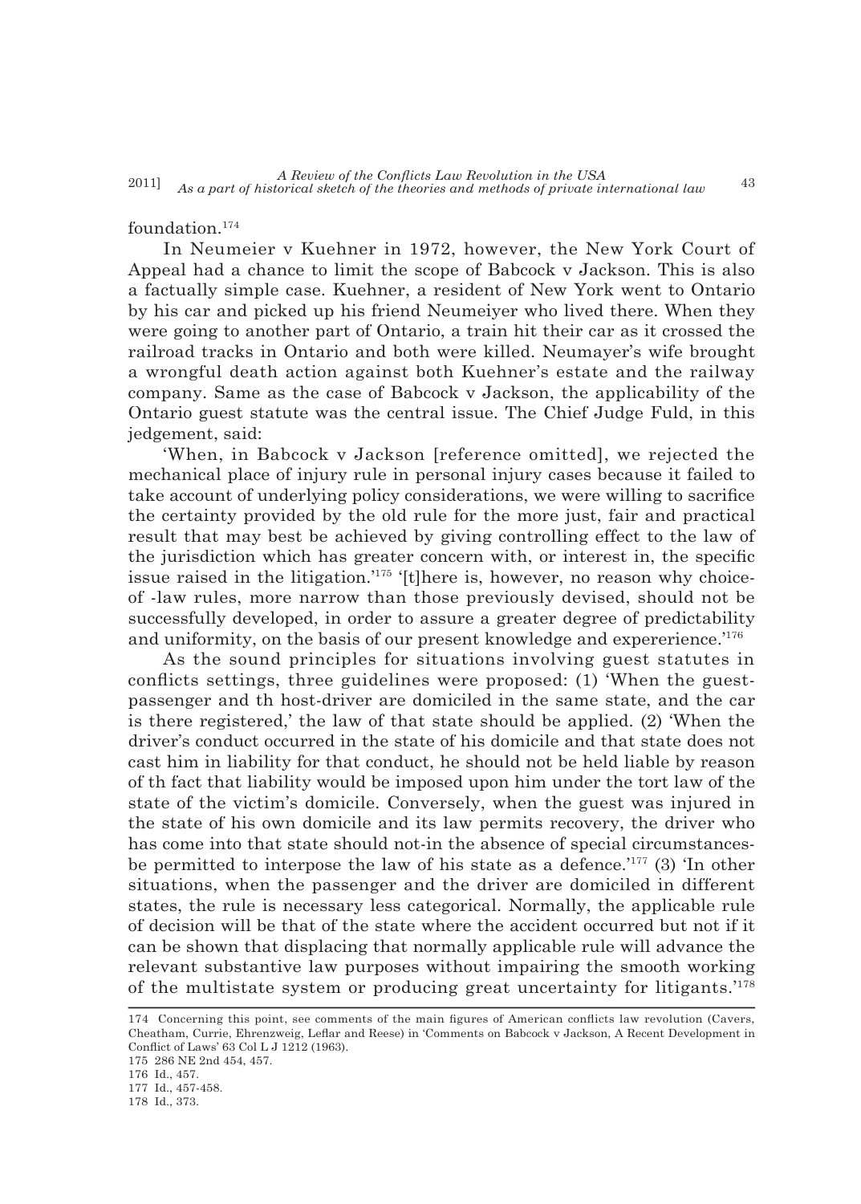foundation.[174]

In Neumeier v Kuehner in 1972, however, the New York Court of Appeal had a chance to limit the scope of Babcock v Jackson. This is also a factually simple case. Kuehner, a resident of New York went to Ontario by his car and picked up his friend Neumeiyer who lived there. When they were going to another part of Ontario, a train hit their car as it crossed the railroad tracks in Ontario and both were killed. Neumayer's wife brought a wrongful death action against both Kuehner's estate and the railway company. Same as the case of Babcock v Jackson, the applicability of the Ontario guest statute was the central issue. The Chief Judge Fuld, in this jedgement, said:

'When, in Babcock v Jackson [reference omitted], we rejected the mechanical place of injury rule in personal injury cases because it failed to take account of underlying policy considerations, we were willing to sacrifice the certainty provided by the old rule for the more just, fair and practical result that may best be achieved by giving controlling effect to the law of the jurisdiction which has greater concern with, or interest in, the specific issue raised in the litigation.'[175] '[t]here is, however, no reason why choice-of -law rules, more narrow than those previously devised, should not be successfully developed, in order to assure a greater degree of predictability and uniformity, on the basis of our present knowledge and expererience.'[176]

As the sound principles for situations involving guest statutes in conflicts settings, three guidelines were proposed: (1) 'When the guest-passenger and th host-driver are domiciled in the same state, and the car is there registered,' the law of that state should be applied. (2) 'When the driver's conduct occurred in the state of his domicile and that state does not cast him in liability for that conduct, he should not be held liable by reason of th fact that liability would be imposed upon him under the tort law of the state of the victim's domicile. Conversely, when the guest was injured in the state of his own domicile and its law permits recovery, the driver who has come into that state should not-in the absence of special circumstances-be permitted to interpose the law of his state as a defence.'[177] (3) 'In other situations, when the passenger and the driver are domiciled in different states, the rule is necessary less categorical. Normally, the applicable rule of decision will be that of the state where the accident occurred but not if it can be shown that displacing that normally applicable rule will advance the relevant substantive law purposes without impairing the smooth working of the multistate system or producing great uncertainty for litigants.'[178]

---

174 Concerning this point, see comments of the main figures of American conflicts law revolution (Cavers, Cheatham, Currie, Ehrenzweig, Leflar and Reese) in 'Comments on Babcock v Jackson, A Recent Development in Conflict of Laws' 63 Col L J 1212 (1963).

175 286 NE 2nd 454, 457.

176 Id., 457.

177 Id., 457-458.

178 Id., 373.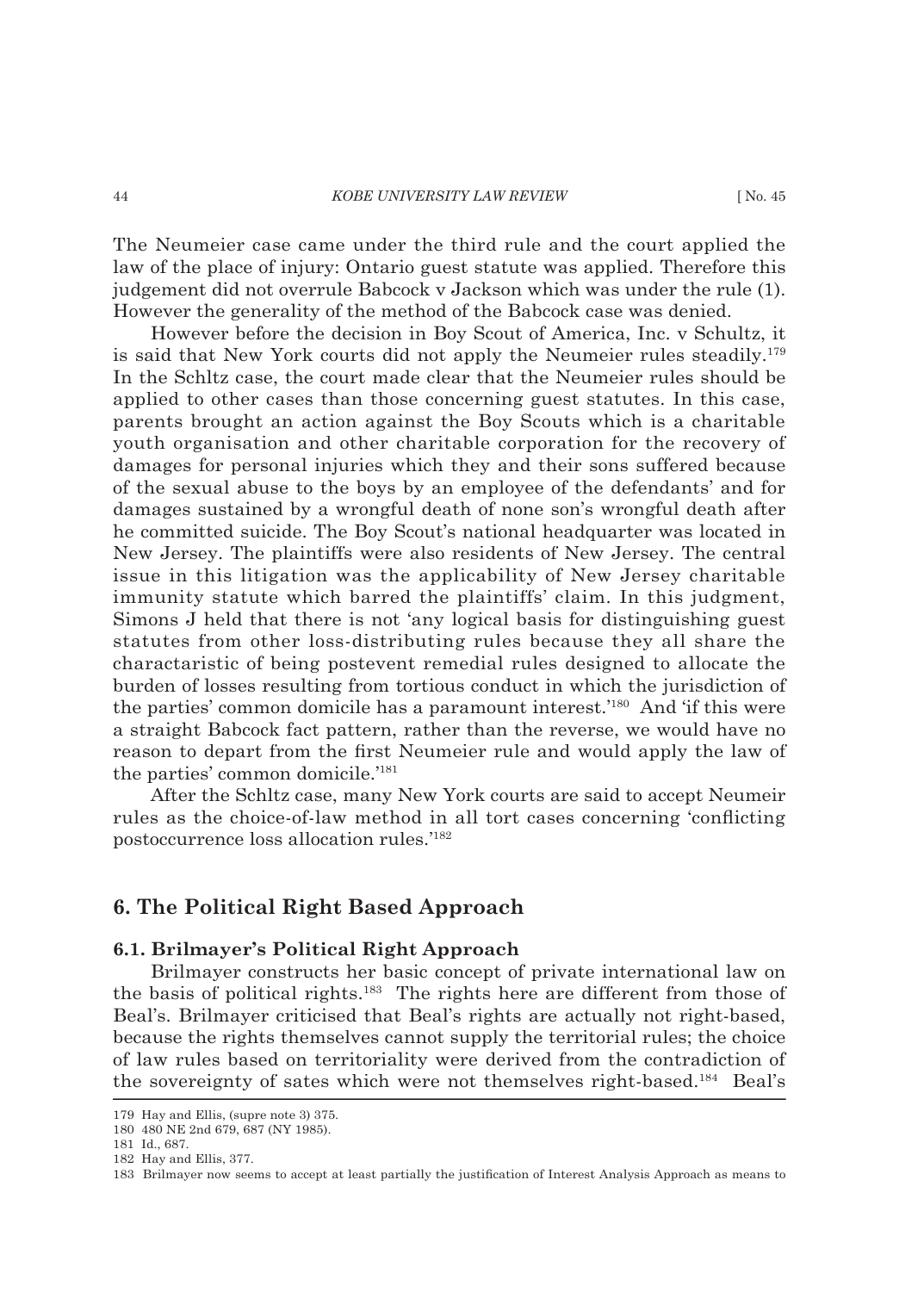The Neumeier case came under the third rule and the court applied the law of the place of injury: Ontario guest statute was applied. Therefore this judgement did not overrule Babcock v Jackson which was under the rule (1). However the generality of the method of the Babcock case was denied.

However before the decision in Boy Scout of America, Inc. v Schultz, it is said that New York courts did not apply the Neumeier rules steadily.[179] In the Schltz case, the court made clear that the Neumeier rules should be applied to other cases than those concerning guest statutes. In this case, parents brought an action against the Boy Scouts which is a charitable youth organisation and other charitable corporation for the recovery of damages for personal injuries which they and their sons suffered because of the sexual abuse to the boys by an employee of the defendants' and for damages sustained by a wrongful death of none son's wrongful death after he committed suicide. The Boy Scout's national headquarter was located in New Jersey. The plaintiffs were also residents of New Jersey. The central issue in this litigation was the applicability of New Jersey charitable immunity statute which barred the plaintiffs' claim. In this judgment, Simons J held that there is not 'any logical basis for distinguishing guest statutes from other loss-distributing rules because they all share the charactaristic of being postevent remedial rules designed to allocate the burden of losses resulting from tortious conduct in which the jurisdiction of the parties' common domicile has a paramount interest.'[180] And 'if this were a straight Babcock fact pattern, rather than the reverse, we would have no reason to depart from the first Neumeier rule and would apply the law of the parties' common domicile.'[181]

After the Schltz case, many New York courts are said to accept Neumeir rules as the choice-of-law method in all tort cases concerning 'conflicting postoccurrence loss allocation rules.'[182]

## 6. The Political Right Based Approach

### 6.1. Brilmayer's Political Right Approach

Brilmayer constructs her basic concept of private international law on the basis of political rights.[183] The rights here are different from those of Beal's. Brilmayer criticised that Beal's rights are actually not right-based, because the rights themselves cannot supply the territorial rules; the choice of law rules based on territoriality were derived from the contradiction of the sovereignty of sates which were not themselves right-based.[184] Beal's

---

179 Hay and Ellis, (supre note 3) 375.

180 480 NE 2nd 679, 687 (NY 1985).

181 Id., 687.

182 Hay and Ellis, 377.

183 Brilmayer now seems to accept at least partially the justification of Interest Analysis Approach as means to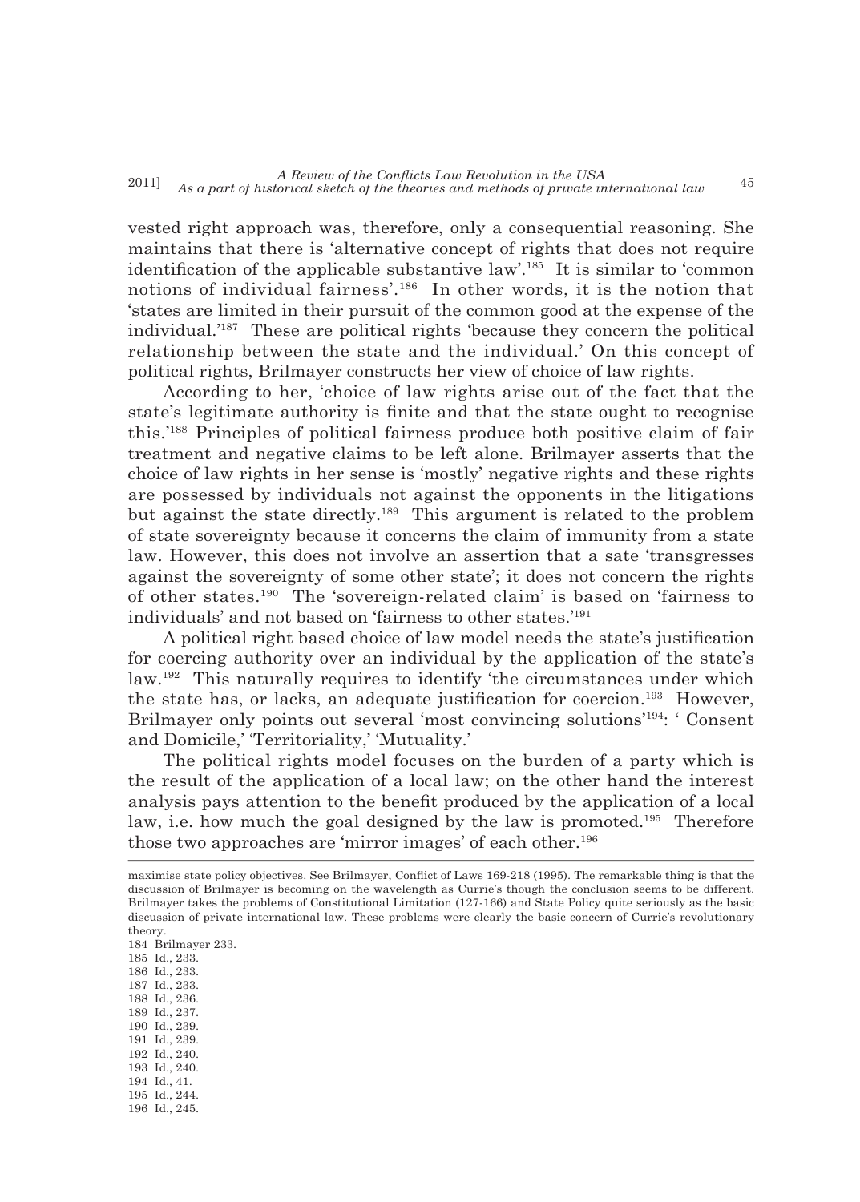vested right approach was, therefore, only a consequential reasoning. She maintains that there is 'alternative concept of rights that does not require identification of the applicable substantive law'.[185] It is similar to 'common notions of individual fairness'.[186] In other words, it is the notion that 'states are limited in their pursuit of the common good at the expense of the individual.'[187] These are political rights 'because they concern the political relationship between the state and the individual.' On this concept of political rights, Brilmayer constructs her view of choice of law rights.

According to her, 'choice of law rights arise out of the fact that the state's legitimate authority is finite and that the state ought to recognise this.'[188] Principles of political fairness produce both positive claim of fair treatment and negative claims to be left alone. Brilmayer asserts that the choice of law rights in her sense is 'mostly' negative rights and these rights are possessed by individuals not against the opponents in the litigations but against the state directly.[189] This argument is related to the problem of state sovereignty because it concerns the claim of immunity from a state law. However, this does not involve an assertion that a sate 'transgresses against the sovereignty of some other state'; it does not concern the rights of other states.[190] The 'sovereign-related claim' is based on 'fairness to individuals' and not based on 'fairness to other states.'[191]

A political right based choice of law model needs the state's justification for coercing authority over an individual by the application of the state's law.[192] This naturally requires to identify 'the circumstances under which the state has, or lacks, an adequate justification for coercion.[193] However, Brilmayer only points out several 'most convincing solutions'[194]: ' Consent and Domicile,' 'Territoriality,' 'Mutuality.'

The political rights model focuses on the burden of a party which is the result of the application of a local law; on the other hand the interest analysis pays attention to the benefit produced by the application of a local law, i.e. how much the goal designed by the law is promoted.[195] Therefore those two approaches are 'mirror images' of each other.[196]

---

maximise state policy objectives. See Brilmayer, Conflict of Laws 169-218 (1995). The remarkable thing is that the discussion of Brilmayer is becoming on the wavelength as Currie's though the conclusion seems to be different. Brilmayer takes the problems of Constitutional Limitation (127-166) and State Policy quite seriously as the basic discussion of private international law. These problems were clearly the basic concern of Currie's revolutionary theory.

184 Brilmayer 233.
185 Id., 233.
186 Id., 233.
187 Id., 233.
188 Id., 236.
189 Id., 237.
190 Id., 239.
191 Id., 239.
192 Id., 240.
193 Id., 240.
194 Id., 41.
195 Id., 244.
196 Id., 245.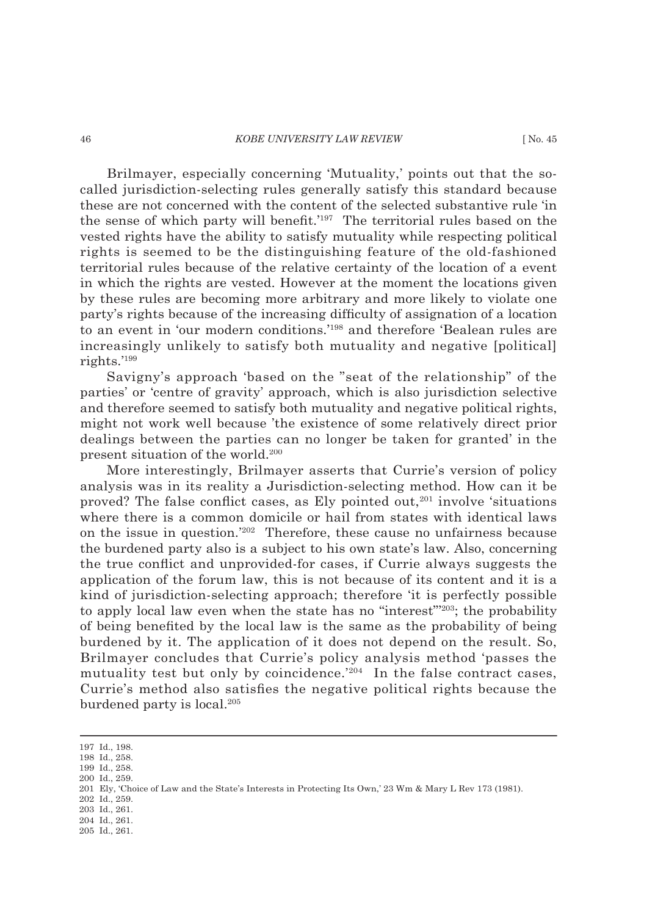Brilmayer, especially concerning 'Mutuality,' points out that the so-called jurisdiction-selecting rules generally satisfy this standard because these are not concerned with the content of the selected substantive rule 'in the sense of which party will benefit.'[197] The territorial rules based on the vested rights have the ability to satisfy mutuality while respecting political rights is seemed to be the distinguishing feature of the old-fashioned territorial rules because of the relative certainty of the location of a event in which the rights are vested. However at the moment the locations given by these rules are becoming more arbitrary and more likely to violate one party's rights because of the increasing difficulty of assignation of a location to an event in 'our modern conditions.'[198] and therefore 'Bealean rules are increasingly unlikely to satisfy both mutuality and negative [political] rights.'[199]

Savigny's approach 'based on the "seat of the relationship" of the parties' or 'centre of gravity' approach, which is also jurisdiction selective and therefore seemed to satisfy both mutuality and negative political rights, might not work well because 'the existence of some relatively direct prior dealings between the parties can no longer be taken for granted' in the present situation of the world.[200]

More interestingly, Brilmayer asserts that Currie's version of policy analysis was in its reality a Jurisdiction-selecting method. How can it be proved? The false conflict cases, as Ely pointed out,[201] involve 'situations where there is a common domicile or hail from states with identical laws on the issue in question.'[202] Therefore, these cause no unfairness because the burdened party also is a subject to his own state's law. Also, concerning the true conflict and unprovided-for cases, if Currie always suggests the application of the forum law, this is not because of its content and it is a kind of jurisdiction-selecting approach; therefore 'it is perfectly possible to apply local law even when the state has no "interest"'[203]; the probability of being benefited by the local law is the same as the probability of being burdened by it. The application of it does not depend on the result. So, Brilmayer concludes that Currie's policy analysis method 'passes the mutuality test but only by coincidence.'[204] In the false contract cases, Currie's method also satisfies the negative political rights because the burdened party is local.[205]

---

197 Id., 198.
198 Id., 258.
199 Id., 258.
200 Id., 259.
201 Ely, 'Choice of Law and the State's Interests in Protecting Its Own,' 23 Wm & Mary L Rev 173 (1981).
202 Id., 259.
203 Id., 261.
204 Id., 261.
205 Id., 261.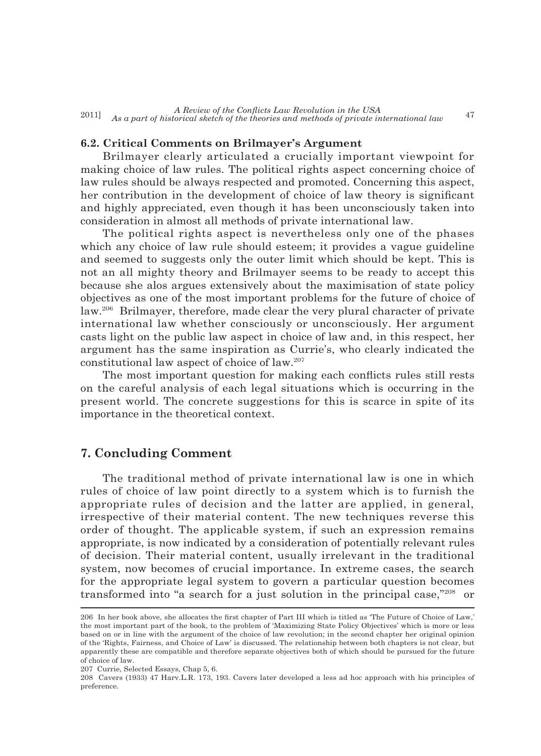### 6.2. Critical Comments on Brilmayer's Argument

Brilmayer clearly articulated a crucially important viewpoint for making choice of law rules. The political rights aspect concerning choice of law rules should be always respected and promoted. Concerning this aspect, her contribution in the development of choice of law theory is significant and highly appreciated, even though it has been unconsciously taken into consideration in almost all methods of private international law.

The political rights aspect is nevertheless only one of the phases which any choice of law rule should esteem; it provides a vague guideline and seemed to suggests only the outer limit which should be kept. This is not an all mighty theory and Brilmayer seems to be ready to accept this because she alos argues extensively about the maximisation of state policy objectives as one of the most important problems for the future of choice of law.[206] Brilmayer, therefore, made clear the very plural character of private international law whether consciously or unconsciously. Her argument casts light on the public law aspect in choice of law and, in this respect, her argument has the same inspiration as Currie's, who clearly indicated the constitutional law aspect of choice of law.[207]

The most important question for making each conflicts rules still rests on the careful analysis of each legal situations which is occurring in the present world. The concrete suggestions for this is scarce in spite of its importance in the theoretical context.

## 7. Concluding Comment

The traditional method of private international law is one in which rules of choice of law point directly to a system which is to furnish the appropriate rules of decision and the latter are applied, in general, irrespective of their material content. The new techniques reverse this order of thought. The applicable system, if such an expression remains appropriate, is now indicated by a consideration of potentially relevant rules of decision. Their material content, usually irrelevant in the traditional system, now becomes of crucial importance. In extreme cases, the search for the appropriate legal system to govern a particular question becomes transformed into "a search for a just solution in the principal case,"[208] or

---

206 In her book above, she allocates the first chapter of Part III which is titled as 'The Future of Choice of Law,' the most important part of the book, to the problem of 'Maximizing State Policy Objectives' which is more or less based on or in line with the argument of the choice of law revolution; in the second chapter her original opinion of the 'Rights, Fairness, and Choice of Law' is discussed. The relationship between both chapters is not clear, but apparently these are compatible and therefore separate objectives both of which should be pursued for the future of choice of law.

207 Currie, Selected Essays, Chap 5, 6.

208 Cavers (1933) 47 Harv.L.R. 173, 193. Cavers later developed a less ad hoc approach with his principles of preference.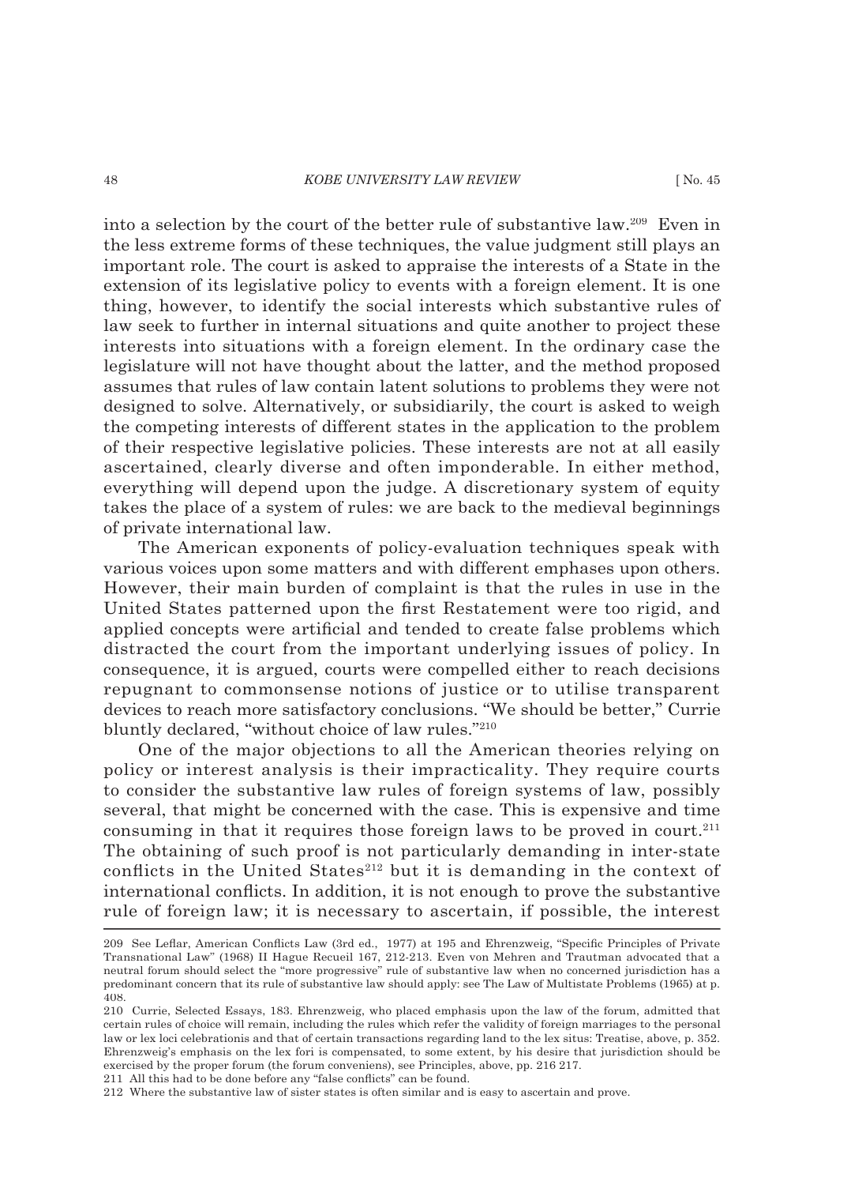into a selection by the court of the better rule of substantive law.[209] Even in the less extreme forms of these techniques, the value judgment still plays an important role. The court is asked to appraise the interests of a State in the extension of its legislative policy to events with a foreign element. It is one thing, however, to identify the social interests which substantive rules of law seek to further in internal situations and quite another to project these interests into situations with a foreign element. In the ordinary case the legislature will not have thought about the latter, and the method proposed assumes that rules of law contain latent solutions to problems they were not designed to solve. Alternatively, or subsidiarily, the court is asked to weigh the competing interests of different states in the application to the problem of their respective legislative policies. These interests are not at all easily ascertained, clearly diverse and often imponderable. In either method, everything will depend upon the judge. A discretionary system of equity takes the place of a system of rules: we are back to the medieval beginnings of private international law.

The American exponents of policy-evaluation techniques speak with various voices upon some matters and with different emphases upon others. However, their main burden of complaint is that the rules in use in the United States patterned upon the first Restatement were too rigid, and applied concepts were artificial and tended to create false problems which distracted the court from the important underlying issues of policy. In consequence, it is argued, courts were compelled either to reach decisions repugnant to commonsense notions of justice or to utilise transparent devices to reach more satisfactory conclusions. "We should be better," Currie bluntly declared, "without choice of law rules."[210]

One of the major objections to all the American theories relying on policy or interest analysis is their impracticality. They require courts to consider the substantive law rules of foreign systems of law, possibly several, that might be concerned with the case. This is expensive and time consuming in that it requires those foreign laws to be proved in court.[211] The obtaining of such proof is not particularly demanding in inter-state conflicts in the United States[212] but it is demanding in the context of international conflicts. In addition, it is not enough to prove the substantive rule of foreign law; it is necessary to ascertain, if possible, the interest

---

209 See Leflar, American Conflicts Law (3rd ed., 1977) at 195 and Ehrenzweig, "Specific Principles of Private Transnational Law" (1968) II Hague Recueil 167, 212-213. Even von Mehren and Trautman advocated that a neutral forum should select the "more progressive" rule of substantive law when no concerned jurisdiction has a predominant concern that its rule of substantive law should apply: see The Law of Multistate Problems (1965) at p. 408.

210 Currie, Selected Essays, 183. Ehrenzweig, who placed emphasis upon the law of the forum, admitted that certain rules of choice will remain, including the rules which refer the validity of foreign marriages to the personal law or lex loci celebrationis and that of certain transactions regarding land to the lex situs: Treatise, above, p. 352. Ehrenzweig's emphasis on the lex fori is compensated, to some extent, by his desire that jurisdiction should be exercised by the proper forum (the forum conveniens), see Principles, above, pp. 216 217.

211 All this had to be done before any "false conflicts" can be found.

212 Where the substantive law of sister states is often similar and is easy to ascertain and prove.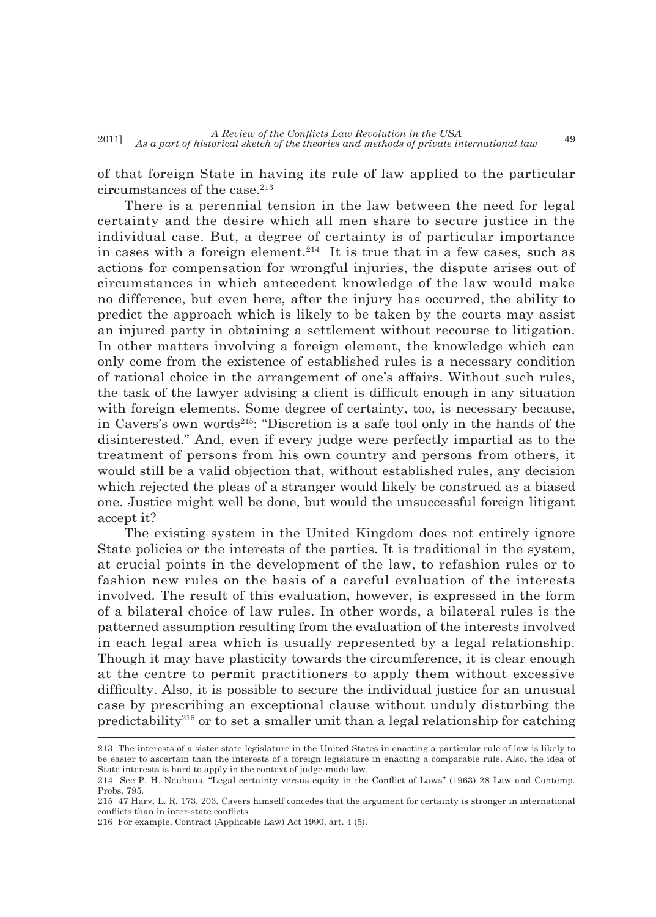of that foreign State in having its rule of law applied to the particular circumstances of the case.[213]

There is a perennial tension in the law between the need for legal certainty and the desire which all men share to secure justice in the individual case. But, a degree of certainty is of particular importance in cases with a foreign element.[214] It is true that in a few cases, such as actions for compensation for wrongful injuries, the dispute arises out of circumstances in which antecedent knowledge of the law would make no difference, but even here, after the injury has occurred, the ability to predict the approach which is likely to be taken by the courts may assist an injured party in obtaining a settlement without recourse to litigation. In other matters involving a foreign element, the knowledge which can only come from the existence of established rules is a necessary condition of rational choice in the arrangement of one's affairs. Without such rules, the task of the lawyer advising a client is difficult enough in any situation with foreign elements. Some degree of certainty, too, is necessary because, in Cavers's own words[215]: "Discretion is a safe tool only in the hands of the disinterested." And, even if every judge were perfectly impartial as to the treatment of persons from his own country and persons from others, it would still be a valid objection that, without established rules, any decision which rejected the pleas of a stranger would likely be construed as a biased one. Justice might well be done, but would the unsuccessful foreign litigant accept it?

The existing system in the United Kingdom does not entirely ignore State policies or the interests of the parties. It is traditional in the system, at crucial points in the development of the law, to refashion rules or to fashion new rules on the basis of a careful evaluation of the interests involved. The result of this evaluation, however, is expressed in the form of a bilateral choice of law rules. In other words, a bilateral rules is the patterned assumption resulting from the evaluation of the interests involved in each legal area which is usually represented by a legal relationship. Though it may have plasticity towards the circumference, it is clear enough at the centre to permit practitioners to apply them without excessive difficulty. Also, it is possible to secure the individual justice for an unusual case by prescribing an exceptional clause without unduly disturbing the predictability[216] or to set a smaller unit than a legal relationship for catching

---

213 The interests of a sister state legislature in the United States in enacting a particular rule of law is likely to be easier to ascertain than the interests of a foreign legislature in enacting a comparable rule. Also, the idea of State interests is hard to apply in the context of judge-made law.

214 See P. H. Neuhaus, "Legal certainty versus equity in the Conflict of Laws" (1963) 28 Law and Contemp. Probs. 795.

215 47 Harv. L. R. 173, 203. Cavers himself concedes that the argument for certainty is stronger in international conflicts than in inter-state conflicts.

216 For example, Contract (Applicable Law) Act 1990, art. 4 (5).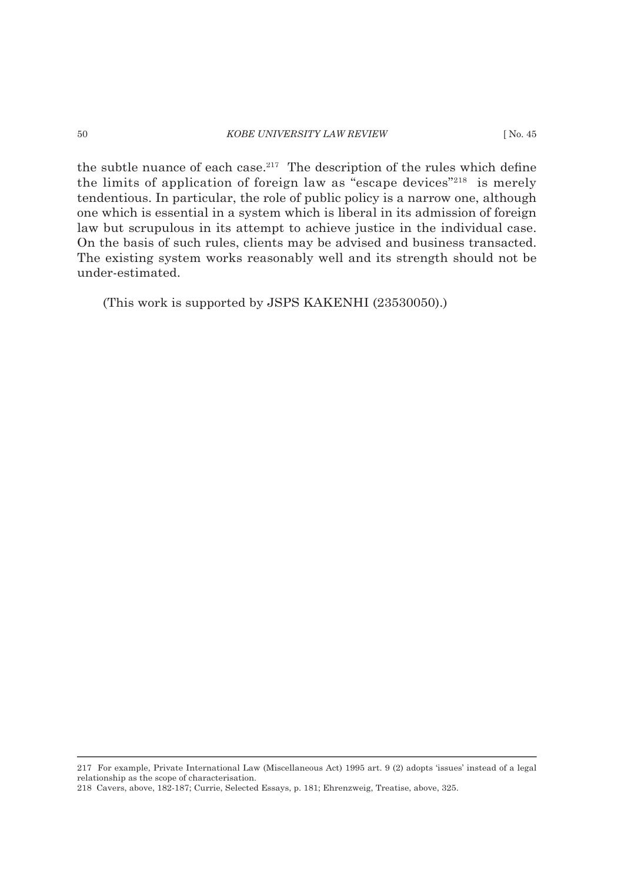the subtle nuance of each case.[217] The description of the rules which define the limits of application of foreign law as "escape devices"[218] is merely tendentious. In particular, the role of public policy is a narrow one, although one which is essential in a system which is liberal in its admission of foreign law but scrupulous in its attempt to achieve justice in the individual case. On the basis of such rules, clients may be advised and business transacted. The existing system works reasonably well and its strength should not be under-estimated.

(This work is supported by JSPS KAKENHI (23530050).)

---

217 For example, Private International Law (Miscellaneous Act) 1995 art. 9 (2) adopts 'issues' instead of a legal relationship as the scope of characterisation.

218 Cavers, above, 182-187; Currie, Selected Essays, p. 181; Ehrenzweig, Treatise, above, 325.